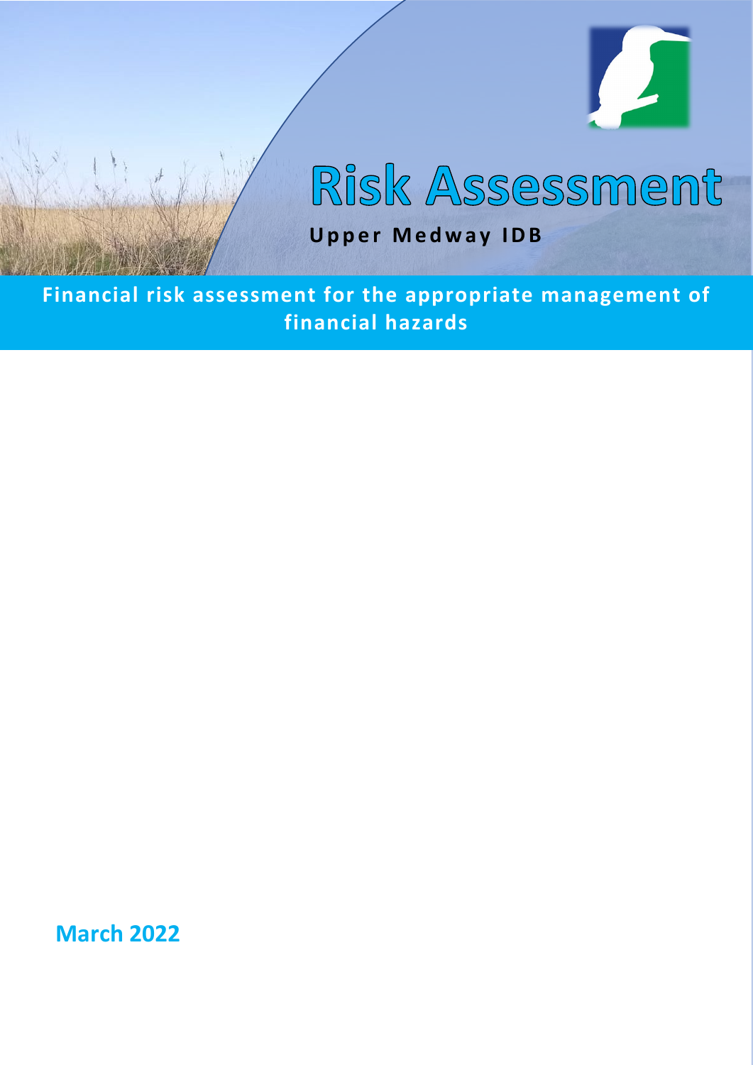# Risk Assessment

**Upper Medway IDB**

## Financial risk assessment for the appropriate management of financial hazards

**March 2022**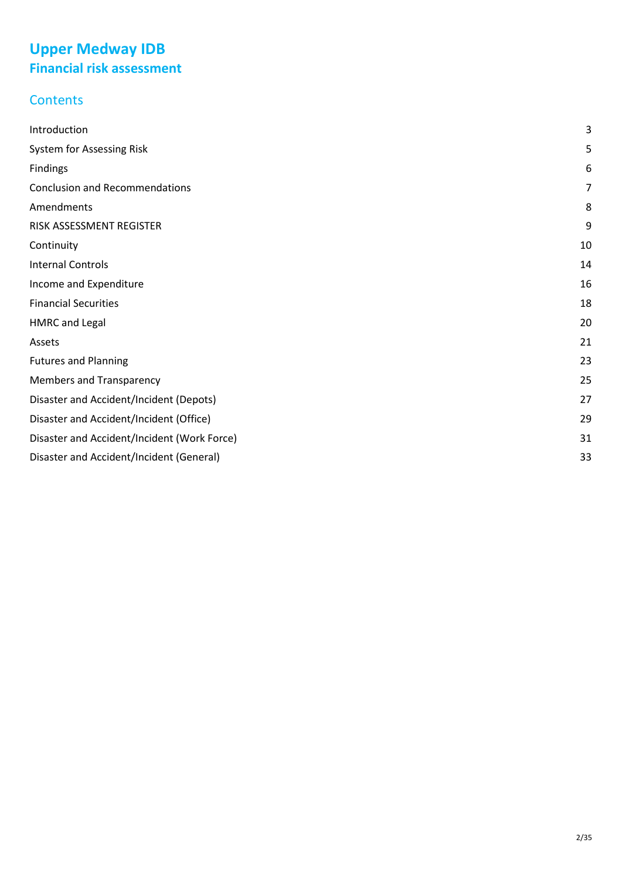# Upper Medway IDB
## Financial risk assessment

### Contents

| | |
|---|---|
| Introduction | 3 |
| System for Assessing Risk | 5 |
| Findings | 6 |
| Conclusion and Recommendations | 7 |
| Amendments | 8 |
| RISK ASSESSMENT REGISTER | 9 |
| Continuity | 10 |
| Internal Controls | 14 |
| Income and Expenditure | 16 |
| Financial Securities | 18 |
| HMRC and Legal | 20 |
| Assets | 21 |
| Futures and Planning | 23 |
| Members and Transparency | 25 |
| Disaster and Accident/Incident (Depots) | 27 |
| Disaster and Accident/Incident (Office) | 29 |
| Disaster and Accident/Incident (Work Force) | 31 |
| Disaster and Accident/Incident (General) | 33 |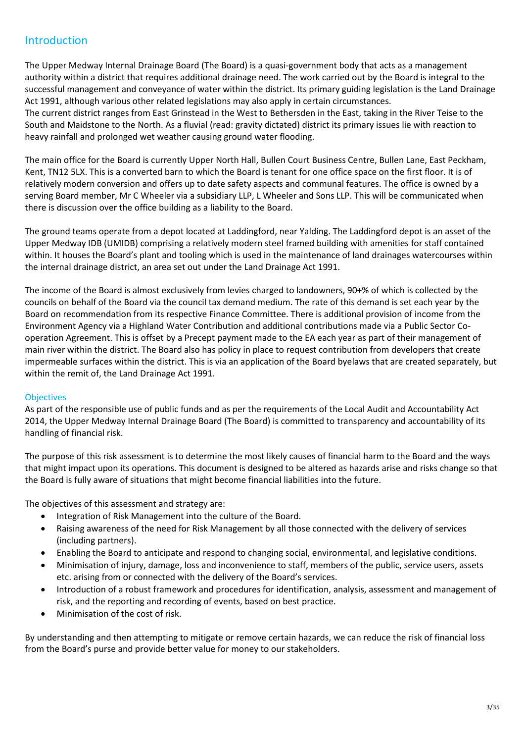## Introduction

The Upper Medway Internal Drainage Board (The Board) is a quasi-government body that acts as a management authority within a district that requires additional drainage need. The work carried out by the Board is integral to the successful management and conveyance of water within the district. Its primary guiding legislation is the Land Drainage Act 1991, although various other related legislations may also apply in certain circumstances.
The current district ranges from East Grinstead in the West to Bethersden in the East, taking in the River Teise to the South and Maidstone to the North. As a fluvial (read: gravity dictated) district its primary issues lie with reaction to heavy rainfall and prolonged wet weather causing ground water flooding.

The main office for the Board is currently Upper North Hall, Bullen Court Business Centre, Bullen Lane, East Peckham, Kent, TN12 5LX. This is a converted barn to which the Board is tenant for one office space on the first floor. It is of relatively modern conversion and offers up to date safety aspects and communal features. The office is owned by a serving Board member, Mr C Wheeler via a subsidiary LLP, L Wheeler and Sons LLP. This will be communicated when there is discussion over the office building as a liability to the Board.

The ground teams operate from a depot located at Laddingford, near Yalding. The Laddingford depot is an asset of the Upper Medway IDB (UMIDB) comprising a relatively modern steel framed building with amenities for staff contained within. It houses the Board's plant and tooling which is used in the maintenance of land drainages watercourses within the internal drainage district, an area set out under the Land Drainage Act 1991.

The income of the Board is almost exclusively from levies charged to landowners, 90+% of which is collected by the councils on behalf of the Board via the council tax demand medium. The rate of this demand is set each year by the Board on recommendation from its respective Finance Committee. There is additional provision of income from the Environment Agency via a Highland Water Contribution and additional contributions made via a Public Sector Co-operation Agreement. This is offset by a Precept payment made to the EA each year as part of their management of main river within the district. The Board also has policy in place to request contribution from developers that create impermeable surfaces within the district. This is via an application of the Board byelaws that are created separately, but within the remit of, the Land Drainage Act 1991.

### Objectives

As part of the responsible use of public funds and as per the requirements of the Local Audit and Accountability Act 2014, the Upper Medway Internal Drainage Board (The Board) is committed to transparency and accountability of its handling of financial risk.

The purpose of this risk assessment is to determine the most likely causes of financial harm to the Board and the ways that might impact upon its operations. This document is designed to be altered as hazards arise and risks change so that the Board is fully aware of situations that might become financial liabilities into the future.

The objectives of this assessment and strategy are:

- Integration of Risk Management into the culture of the Board.
- Raising awareness of the need for Risk Management by all those connected with the delivery of services (including partners).
- Enabling the Board to anticipate and respond to changing social, environmental, and legislative conditions.
- Minimisation of injury, damage, loss and inconvenience to staff, members of the public, service users, assets etc. arising from or connected with the delivery of the Board's services.
- Introduction of a robust framework and procedures for identification, analysis, assessment and management of risk, and the reporting and recording of events, based on best practice.
- Minimisation of the cost of risk.

By understanding and then attempting to mitigate or remove certain hazards, we can reduce the risk of financial loss from the Board's purse and provide better value for money to our stakeholders.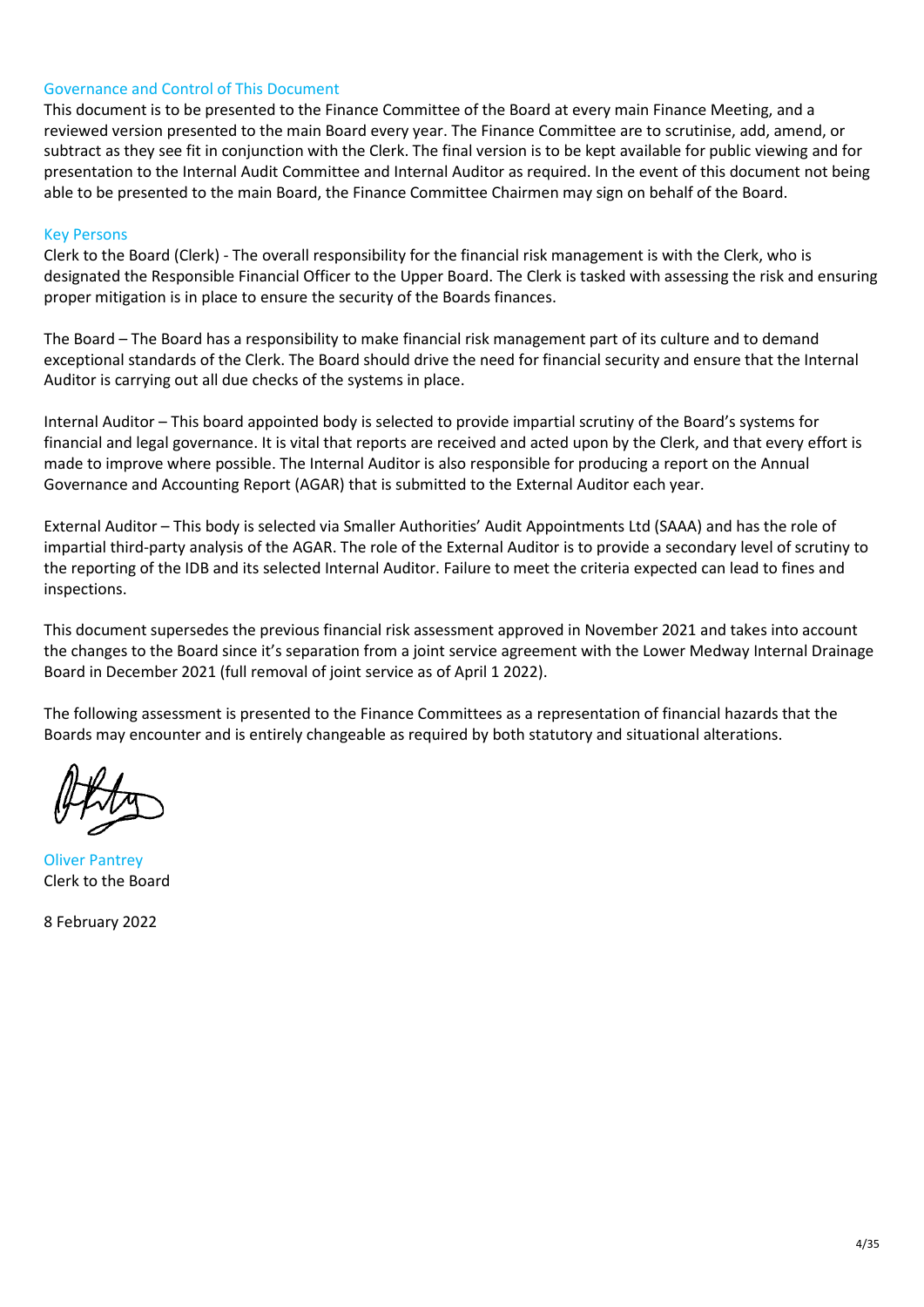## Governance and Control of This Document

This document is to be presented to the Finance Committee of the Board at every main Finance Meeting, and a reviewed version presented to the main Board every year. The Finance Committee are to scrutinise, add, amend, or subtract as they see fit in conjunction with the Clerk. The final version is to be kept available for public viewing and for presentation to the Internal Audit Committee and Internal Auditor as required. In the event of this document not being able to be presented to the main Board, the Finance Committee Chairmen may sign on behalf of the Board.

## Key Persons

Clerk to the Board (Clerk) - The overall responsibility for the financial risk management is with the Clerk, who is designated the Responsible Financial Officer to the Upper Board. The Clerk is tasked with assessing the risk and ensuring proper mitigation is in place to ensure the security of the Boards finances.

The Board – The Board has a responsibility to make financial risk management part of its culture and to demand exceptional standards of the Clerk. The Board should drive the need for financial security and ensure that the Internal Auditor is carrying out all due checks of the systems in place.

Internal Auditor – This board appointed body is selected to provide impartial scrutiny of the Board's systems for financial and legal governance. It is vital that reports are received and acted upon by the Clerk, and that every effort is made to improve where possible. The Internal Auditor is also responsible for producing a report on the Annual Governance and Accounting Report (AGAR) that is submitted to the External Auditor each year.

External Auditor – This body is selected via Smaller Authorities' Audit Appointments Ltd (SAAA) and has the role of impartial third-party analysis of the AGAR. The role of the External Auditor is to provide a secondary level of scrutiny to the reporting of the IDB and its selected Internal Auditor. Failure to meet the criteria expected can lead to fines and inspections.

This document supersedes the previous financial risk assessment approved in November 2021 and takes into account the changes to the Board since it's separation from a joint service agreement with the Lower Medway Internal Drainage Board in December 2021 (full removal of joint service as of April 1 2022).

The following assessment is presented to the Finance Committees as a representation of financial hazards that the Boards may encounter and is entirely changeable as required by both statutory and situational alterations.

Oliver Pantrey
Clerk to the Board

8 February 2022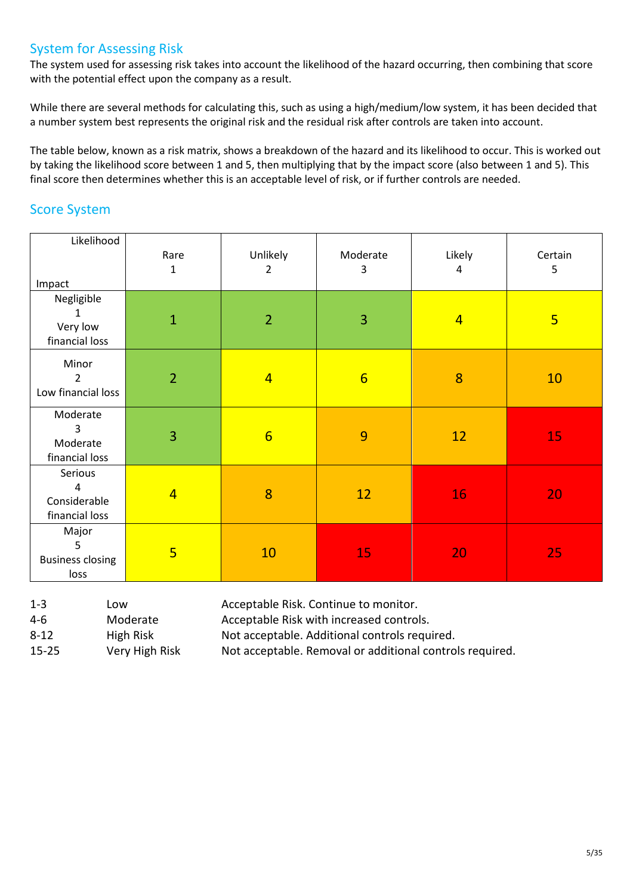## System for Assessing Risk

The system used for assessing risk takes into account the likelihood of the hazard occurring, then combining that score with the potential effect upon the company as a result.

While there are several methods for calculating this, such as using a high/medium/low system, it has been decided that a number system best represents the original risk and the residual risk after controls are taken into account.

The table below, known as a risk matrix, shows a breakdown of the hazard and its likelihood to occur. This is worked out by taking the likelihood score between 1 and 5, then multiplying that by the impact score (also between 1 and 5). This final score then determines whether this is an acceptable level of risk, or if further controls are needed.

## Score System

| Impact \ Likelihood | Rare 1 | Unlikely 2 | Moderate 3 | Likely 4 | Certain 5 |
|---|---|---|---|---|---|
| Negligible 1 Very low financial loss | 1 | 2 | 3 | 4 | 5 |
| Minor 2 Low financial loss | 2 | 4 | 6 | 8 | 10 |
| Moderate 3 Moderate financial loss | 3 | 6 | 9 | 12 | 15 |
| Serious 4 Considerable financial loss | 4 | 8 | 12 | 16 | 20 |
| Major 5 Business closing loss | 5 | 10 | 15 | 20 | 25 |

| | | |
|---|---|---|
| 1-3 | Low | Acceptable Risk. Continue to monitor. |
| 4-6 | Moderate | Acceptable Risk with increased controls. |
| 8-12 | High Risk | Not acceptable. Additional controls required. |
| 15-25 | Very High Risk | Not acceptable. Removal or additional controls required. |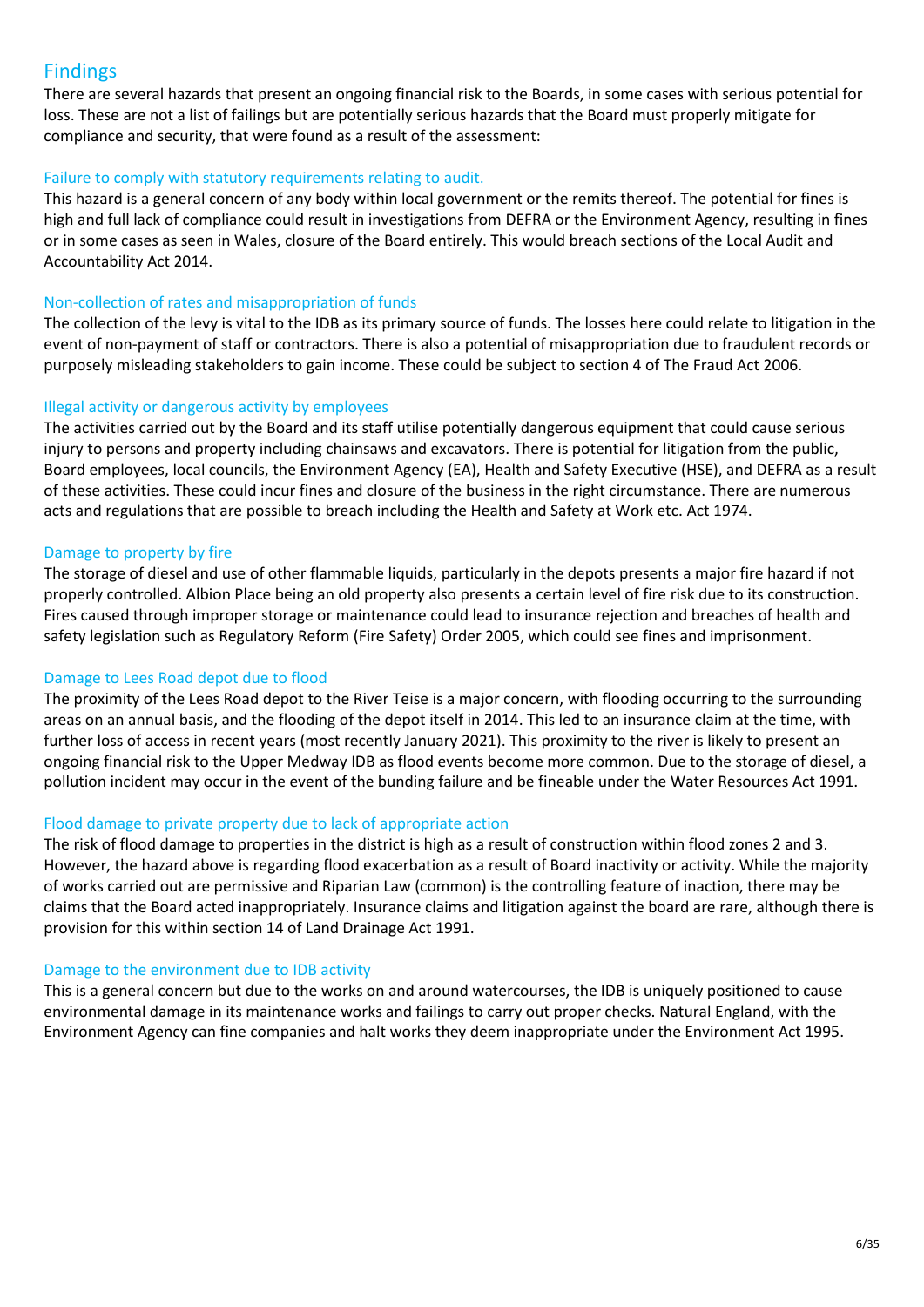## Findings

There are several hazards that present an ongoing financial risk to the Boards, in some cases with serious potential for loss. These are not a list of failings but are potentially serious hazards that the Board must properly mitigate for compliance and security, that were found as a result of the assessment:

### Failure to comply with statutory requirements relating to audit.

This hazard is a general concern of any body within local government or the remits thereof. The potential for fines is high and full lack of compliance could result in investigations from DEFRA or the Environment Agency, resulting in fines or in some cases as seen in Wales, closure of the Board entirely. This would breach sections of the Local Audit and Accountability Act 2014.

### Non-collection of rates and misappropriation of funds

The collection of the levy is vital to the IDB as its primary source of funds. The losses here could relate to litigation in the event of non-payment of staff or contractors. There is also a potential of misappropriation due to fraudulent records or purposely misleading stakeholders to gain income. These could be subject to section 4 of The Fraud Act 2006.

### Illegal activity or dangerous activity by employees

The activities carried out by the Board and its staff utilise potentially dangerous equipment that could cause serious injury to persons and property including chainsaws and excavators. There is potential for litigation from the public, Board employees, local councils, the Environment Agency (EA), Health and Safety Executive (HSE), and DEFRA as a result of these activities. These could incur fines and closure of the business in the right circumstance. There are numerous acts and regulations that are possible to breach including the Health and Safety at Work etc. Act 1974.

### Damage to property by fire

The storage of diesel and use of other flammable liquids, particularly in the depots presents a major fire hazard if not properly controlled. Albion Place being an old property also presents a certain level of fire risk due to its construction. Fires caused through improper storage or maintenance could lead to insurance rejection and breaches of health and safety legislation such as Regulatory Reform (Fire Safety) Order 2005, which could see fines and imprisonment.

### Damage to Lees Road depot due to flood

The proximity of the Lees Road depot to the River Teise is a major concern, with flooding occurring to the surrounding areas on an annual basis, and the flooding of the depot itself in 2014. This led to an insurance claim at the time, with further loss of access in recent years (most recently January 2021). This proximity to the river is likely to present an ongoing financial risk to the Upper Medway IDB as flood events become more common. Due to the storage of diesel, a pollution incident may occur in the event of the bunding failure and be fineable under the Water Resources Act 1991.

### Flood damage to private property due to lack of appropriate action

The risk of flood damage to properties in the district is high as a result of construction within flood zones 2 and 3. However, the hazard above is regarding flood exacerbation as a result of Board inactivity or activity. While the majority of works carried out are permissive and Riparian Law (common) is the controlling feature of inaction, there may be claims that the Board acted inappropriately. Insurance claims and litigation against the board are rare, although there is provision for this within section 14 of Land Drainage Act 1991.

### Damage to the environment due to IDB activity

This is a general concern but due to the works on and around watercourses, the IDB is uniquely positioned to cause environmental damage in its maintenance works and failings to carry out proper checks. Natural England, with the Environment Agency can fine companies and halt works they deem inappropriate under the Environment Act 1995.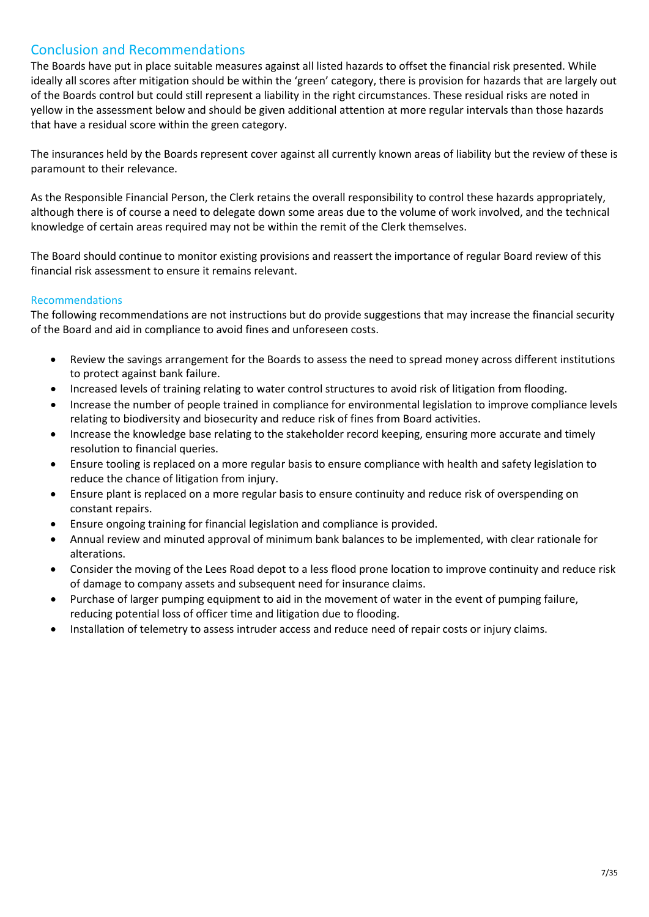## Conclusion and Recommendations

The Boards have put in place suitable measures against all listed hazards to offset the financial risk presented. While ideally all scores after mitigation should be within the 'green' category, there is provision for hazards that are largely out of the Boards control but could still represent a liability in the right circumstances. These residual risks are noted in yellow in the assessment below and should be given additional attention at more regular intervals than those hazards that have a residual score within the green category.

The insurances held by the Boards represent cover against all currently known areas of liability but the review of these is paramount to their relevance.

As the Responsible Financial Person, the Clerk retains the overall responsibility to control these hazards appropriately, although there is of course a need to delegate down some areas due to the volume of work involved, and the technical knowledge of certain areas required may not be within the remit of the Clerk themselves.

The Board should continue to monitor existing provisions and reassert the importance of regular Board review of this financial risk assessment to ensure it remains relevant.

### Recommendations

The following recommendations are not instructions but do provide suggestions that may increase the financial security of the Board and aid in compliance to avoid fines and unforeseen costs.

- Review the savings arrangement for the Boards to assess the need to spread money across different institutions to protect against bank failure.
- Increased levels of training relating to water control structures to avoid risk of litigation from flooding.
- Increase the number of people trained in compliance for environmental legislation to improve compliance levels relating to biodiversity and biosecurity and reduce risk of fines from Board activities.
- Increase the knowledge base relating to the stakeholder record keeping, ensuring more accurate and timely resolution to financial queries.
- Ensure tooling is replaced on a more regular basis to ensure compliance with health and safety legislation to reduce the chance of litigation from injury.
- Ensure plant is replaced on a more regular basis to ensure continuity and reduce risk of overspending on constant repairs.
- Ensure ongoing training for financial legislation and compliance is provided.
- Annual review and minuted approval of minimum bank balances to be implemented, with clear rationale for alterations.
- Consider the moving of the Lees Road depot to a less flood prone location to improve continuity and reduce risk of damage to company assets and subsequent need for insurance claims.
- Purchase of larger pumping equipment to aid in the movement of water in the event of pumping failure, reducing potential loss of officer time and litigation due to flooding.
- Installation of telemetry to assess intruder access and reduce need of repair costs or injury claims.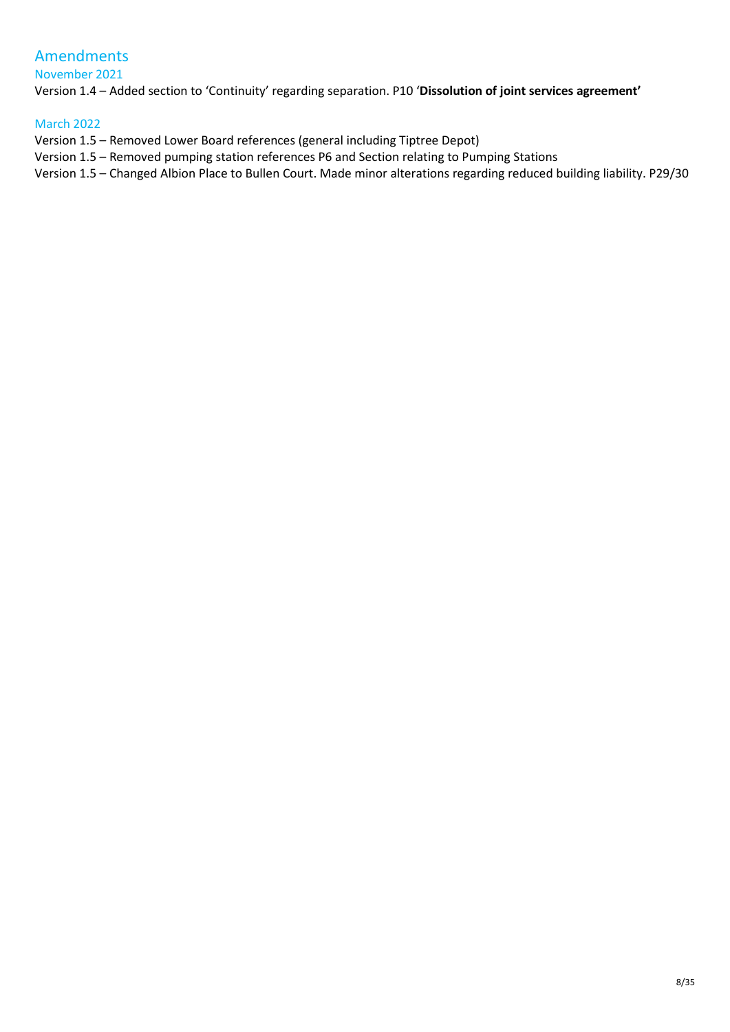## Amendments

### November 2021

Version 1.4 – Added section to 'Continuity' regarding separation. P10 '**Dissolution of joint services agreement'**

### March 2022

Version 1.5 – Removed Lower Board references (general including Tiptree Depot)

Version 1.5 – Removed pumping station references P6 and Section relating to Pumping Stations

Version 1.5 – Changed Albion Place to Bullen Court. Made minor alterations regarding reduced building liability. P29/30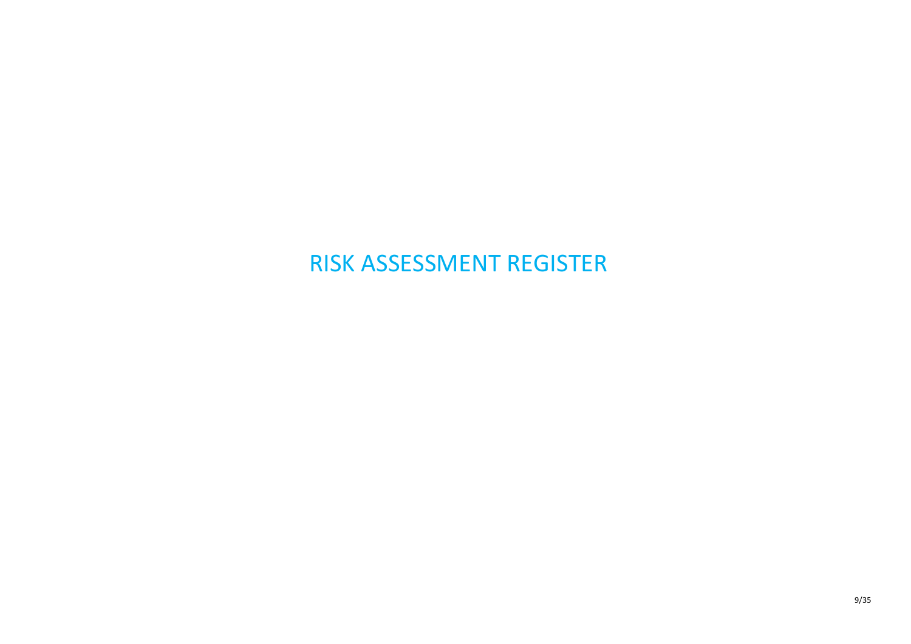# RISK ASSESSMENT REGISTER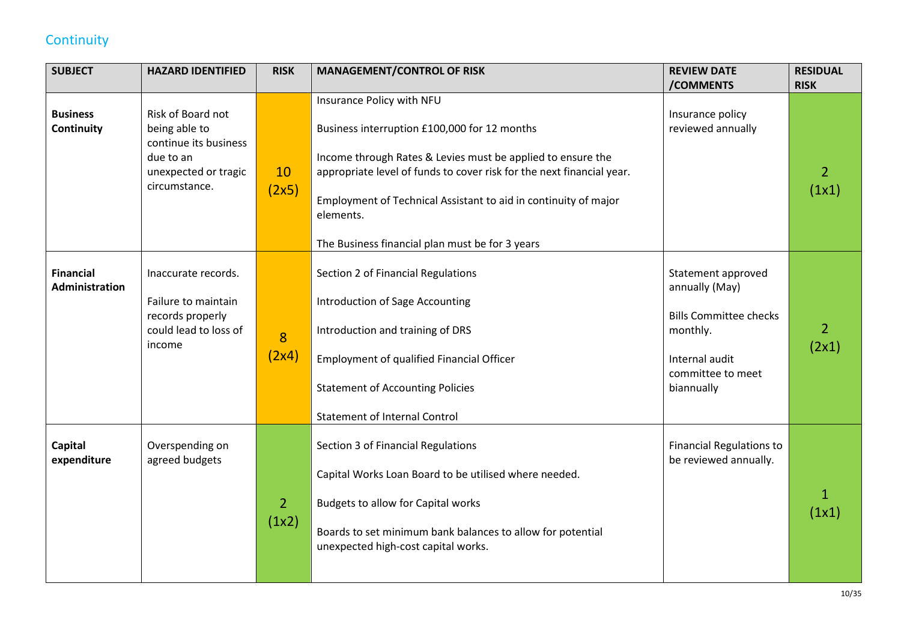## Continuity

| SUBJECT | HAZARD IDENTIFIED | RISK | MANAGEMENT/CONTROL OF RISK | REVIEW DATE /COMMENTS | RESIDUAL RISK |
|---|---|---|---|---|---|
| **Business Continuity** | Risk of Board not being able to continue its business due to an unexpected or tragic circumstance. | 10 (2x5) | Insurance Policy with NFU<br><br>Business interruption £100,000 for 12 months<br><br>Income through Rates & Levies must be applied to ensure the appropriate level of funds to cover risk for the next financial year.<br><br>Employment of Technical Assistant to aid in continuity of major elements.<br><br>The Business financial plan must be for 3 years | Insurance policy reviewed annually | 2 (1x1) |
| **Financial Administration** | Inaccurate records.<br><br>Failure to maintain records properly could lead to loss of income | 8 (2x4) | Section 2 of Financial Regulations<br><br>Introduction of Sage Accounting<br><br>Introduction and training of DRS<br><br>Employment of qualified Financial Officer<br><br>Statement of Accounting Policies<br><br>Statement of Internal Control | Statement approved annually (May)<br><br>Bills Committee checks monthly.<br><br>Internal audit committee to meet biannually | 2 (2x1) |
| **Capital expenditure** | Overspending on agreed budgets | 2 (1x2) | Section 3 of Financial Regulations<br><br>Capital Works Loan Board to be utilised where needed.<br><br>Budgets to allow for Capital works<br><br>Boards to set minimum bank balances to allow for potential unexpected high-cost capital works. | Financial Regulations to be reviewed annually. | 1 (1x1) |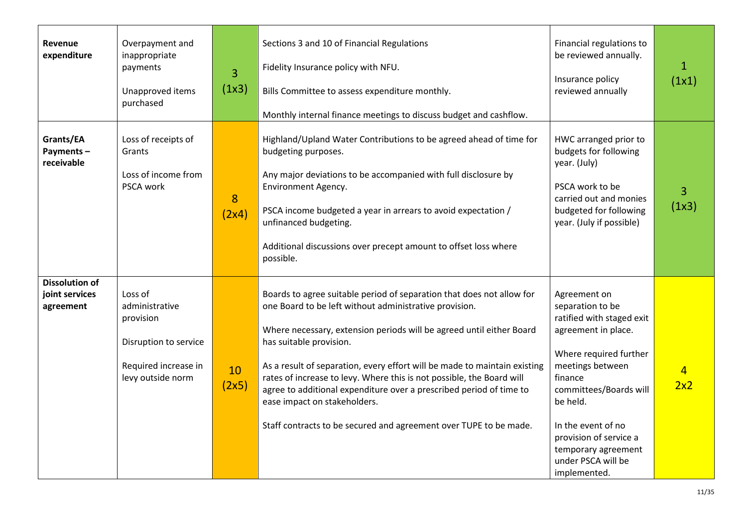| | | | | | |
|---|---|---|---|---|---|
| **Revenue expenditure** | Overpayment and inappropriate payments<br><br>Unapproved items purchased | 3 (1x3) | Sections 3 and 10 of Financial Regulations<br><br>Fidelity Insurance policy with NFU.<br><br>Bills Committee to assess expenditure monthly.<br><br>Monthly internal finance meetings to discuss budget and cashflow. | Financial regulations to be reviewed annually.<br><br>Insurance policy reviewed annually | 1 (1x1) |
| **Grants/EA Payments – receivable** | Loss of receipts of Grants<br><br>Loss of income from PSCA work | 8 (2x4) | Highland/Upland Water Contributions to be agreed ahead of time for budgeting purposes.<br><br>Any major deviations to be accompanied with full disclosure by Environment Agency.<br><br>PSCA income budgeted a year in arrears to avoid expectation / unfinanced budgeting.<br><br>Additional discussions over precept amount to offset loss where possible. | HWC arranged prior to budgets for following year. (July)<br><br>PSCA work to be carried out and monies budgeted for following year. (July if possible) | 3 (1x3) |
| **Dissolution of joint services agreement** | Loss of administrative provision<br><br>Disruption to service<br><br>Required increase in levy outside norm | 10 (2x5) | Boards to agree suitable period of separation that does not allow for one Board to be left without administrative provision.<br><br>Where necessary, extension periods will be agreed until either Board has suitable provision.<br><br>As a result of separation, every effort will be made to maintain existing rates of increase to levy. Where this is not possible, the Board will agree to additional expenditure over a prescribed period of time to ease impact on stakeholders.<br><br>Staff contracts to be secured and agreement over TUPE to be made. | Agreement on separation to be ratified with staged exit agreement in place.<br><br>Where required further meetings between finance committees/Boards will be held.<br><br>In the event of no provision of service a temporary agreement under PSCA will be implemented. | 4 2x2 |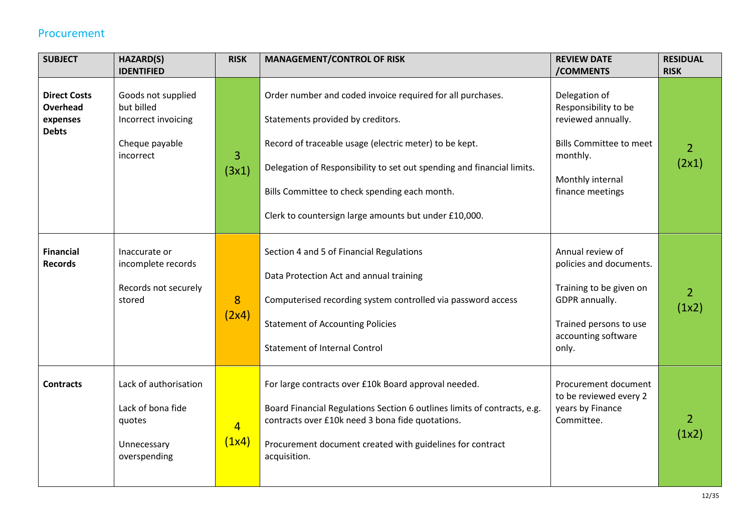## Procurement

| SUBJECT | HAZARD(S) IDENTIFIED | RISK | MANAGEMENT/CONTROL OF RISK | REVIEW DATE /COMMENTS | RESIDUAL RISK |
|---|---|---|---|---|---|
| **Direct Costs Overhead expenses Debts** | Goods not supplied but billed<br>Incorrect invoicing<br><br>Cheque payable incorrect | 3 (3x1) | Order number and coded invoice required for all purchases.<br><br>Statements provided by creditors.<br><br>Record of traceable usage (electric meter) to be kept.<br><br>Delegation of Responsibility to set out spending and financial limits.<br><br>Bills Committee to check spending each month.<br><br>Clerk to countersign large amounts but under £10,000. | Delegation of Responsibility to be reviewed annually.<br><br>Bills Committee to meet monthly.<br><br>Monthly internal finance meetings | 2 (2x1) |
| **Financial Records** | Inaccurate or incomplete records<br><br>Records not securely stored | 8 (2x4) | Section 4 and 5 of Financial Regulations<br><br>Data Protection Act and annual training<br><br>Computerised recording system controlled via password access<br><br>Statement of Accounting Policies<br><br>Statement of Internal Control | Annual review of policies and documents.<br><br>Training to be given on GDPR annually.<br><br>Trained persons to use accounting software only. | 2 (1x2) |
| **Contracts** | Lack of authorisation<br><br>Lack of bona fide quotes<br><br>Unnecessary overspending | 4 (1x4) | For large contracts over £10k Board approval needed.<br><br>Board Financial Regulations Section 6 outlines limits of contracts, e.g. contracts over £10k need 3 bona fide quotations.<br><br>Procurement document created with guidelines for contract acquisition. | Procurement document to be reviewed every 2 years by Finance Committee. | 2 (1x2) |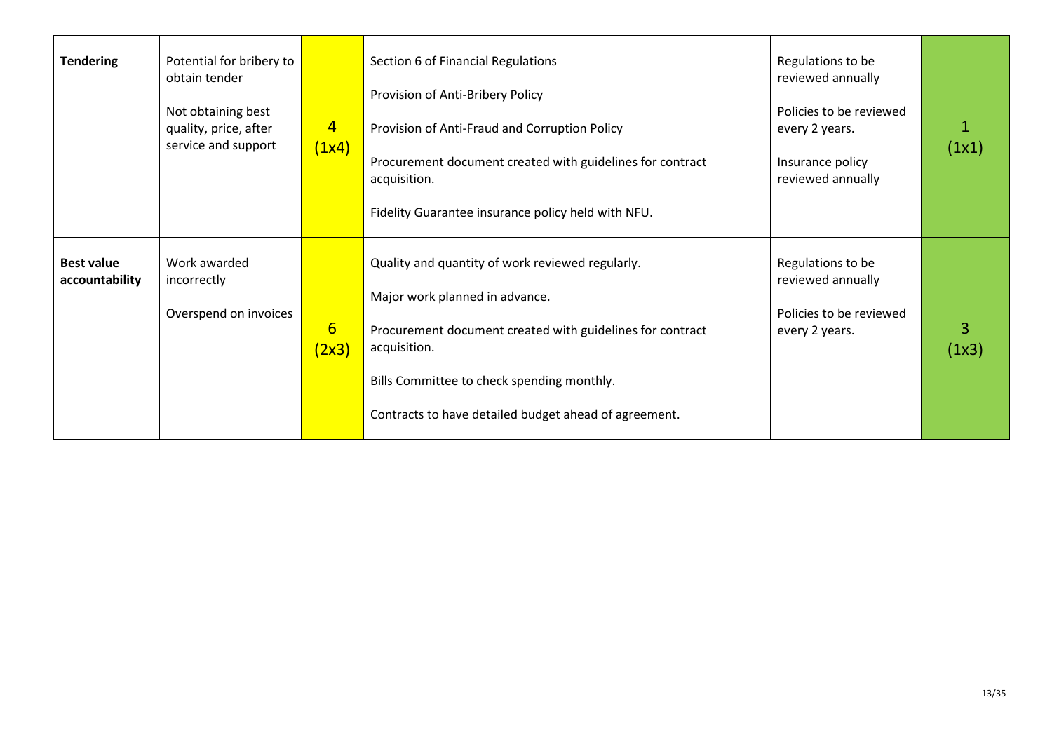| **Tendering** | Potential for bribery to obtain tender<br><br>Not obtaining best quality, price, after service and support | 4<br>(1x4) | Section 6 of Financial Regulations<br><br>Provision of Anti-Bribery Policy<br><br>Provision of Anti-Fraud and Corruption Policy<br><br>Procurement document created with guidelines for contract acquisition.<br><br>Fidelity Guarantee insurance policy held with NFU. | Regulations to be reviewed annually<br><br>Policies to be reviewed every 2 years.<br><br>Insurance policy reviewed annually | 1<br>(1x1) |
|---|---|---|---|---|---|
| **Best value accountability** | Work awarded incorrectly<br><br>Overspend on invoices | 6<br>(2x3) | Quality and quantity of work reviewed regularly.<br><br>Major work planned in advance.<br><br>Procurement document created with guidelines for contract acquisition.<br><br>Bills Committee to check spending monthly.<br><br>Contracts to have detailed budget ahead of agreement. | Regulations to be reviewed annually<br><br>Policies to be reviewed every 2 years. | 3<br>(1x3) |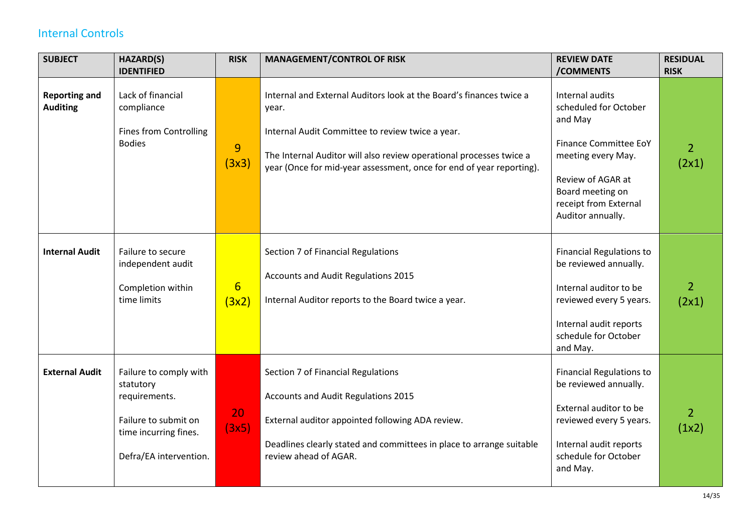## Internal Controls

| SUBJECT | HAZARD(S) IDENTIFIED | RISK | MANAGEMENT/CONTROL OF RISK | REVIEW DATE /COMMENTS | RESIDUAL RISK |
|---|---|---|---|---|---|
| **Reporting and Auditing** | Lack of financial compliance<br><br>Fines from Controlling Bodies | 9 (3x3) | Internal and External Auditors look at the Board's finances twice a year.<br><br>Internal Audit Committee to review twice a year.<br><br>The Internal Auditor will also review operational processes twice a year (Once for mid-year assessment, once for end of year reporting). | Internal audits scheduled for October and May<br><br>Finance Committee EoY meeting every May.<br><br>Review of AGAR at Board meeting on receipt from External Auditor annually. | 2 (2x1) |
| **Internal Audit** | Failure to secure independent audit<br><br>Completion within time limits | 6 (3x2) | Section 7 of Financial Regulations<br><br>Accounts and Audit Regulations 2015<br><br>Internal Auditor reports to the Board twice a year. | Financial Regulations to be reviewed annually.<br><br>Internal auditor to be reviewed every 5 years.<br><br>Internal audit reports schedule for October and May. | 2 (2x1) |
| **External Audit** | Failure to comply with statutory requirements.<br><br>Failure to submit on time incurring fines.<br><br>Defra/EA intervention. | 20 (3x5) | Section 7 of Financial Regulations<br><br>Accounts and Audit Regulations 2015<br><br>External auditor appointed following ADA review.<br><br>Deadlines clearly stated and committees in place to arrange suitable review ahead of AGAR. | Financial Regulations to be reviewed annually.<br><br>External auditor to be reviewed every 5 years.<br><br>Internal audit reports schedule for October and May. | 2 (1x2) |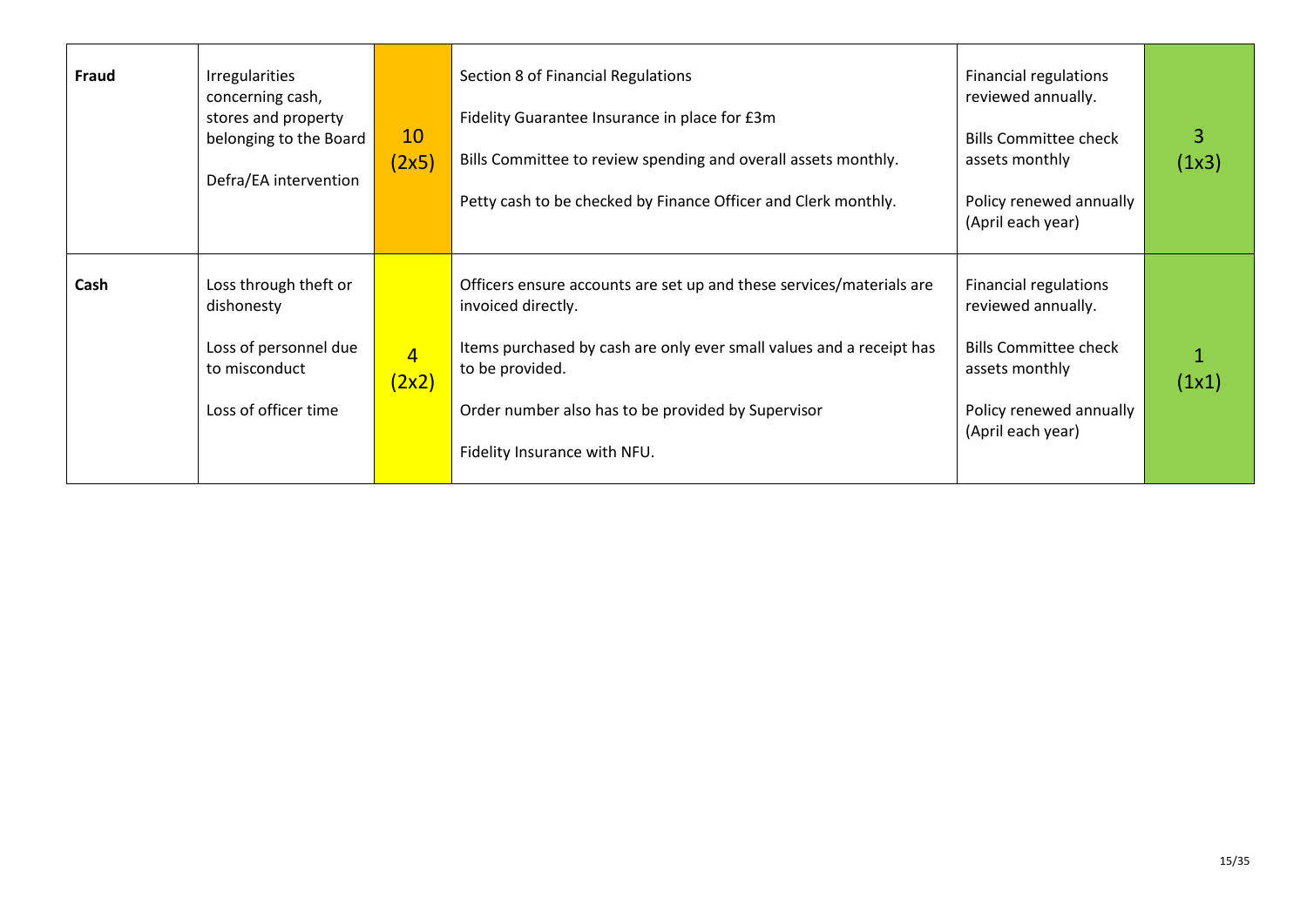| | | | | | |
|---|---|---|---|---|---|
| **Fraud** | Irregularities concerning cash, stores and property belonging to the Board<br><br>Defra/EA intervention | 10<br>(2x5) | Section 8 of Financial Regulations<br><br>Fidelity Guarantee Insurance in place for £3m<br><br>Bills Committee to review spending and overall assets monthly.<br><br>Petty cash to be checked by Finance Officer and Clerk monthly. | Financial regulations reviewed annually.<br><br>Bills Committee check assets monthly<br><br>Policy renewed annually (April each year) | 3<br>(1x3) |
| **Cash** | Loss through theft or dishonesty<br><br>Loss of personnel due to misconduct<br><br>Loss of officer time | 4<br>(2x2) | Officers ensure accounts are set up and these services/materials are invoiced directly.<br><br>Items purchased by cash are only ever small values and a receipt has to be provided.<br><br>Order number also has to be provided by Supervisor<br><br>Fidelity Insurance with NFU. | Financial regulations reviewed annually.<br><br>Bills Committee check assets monthly<br><br>Policy renewed annually (April each year) | 1<br>(1x1) |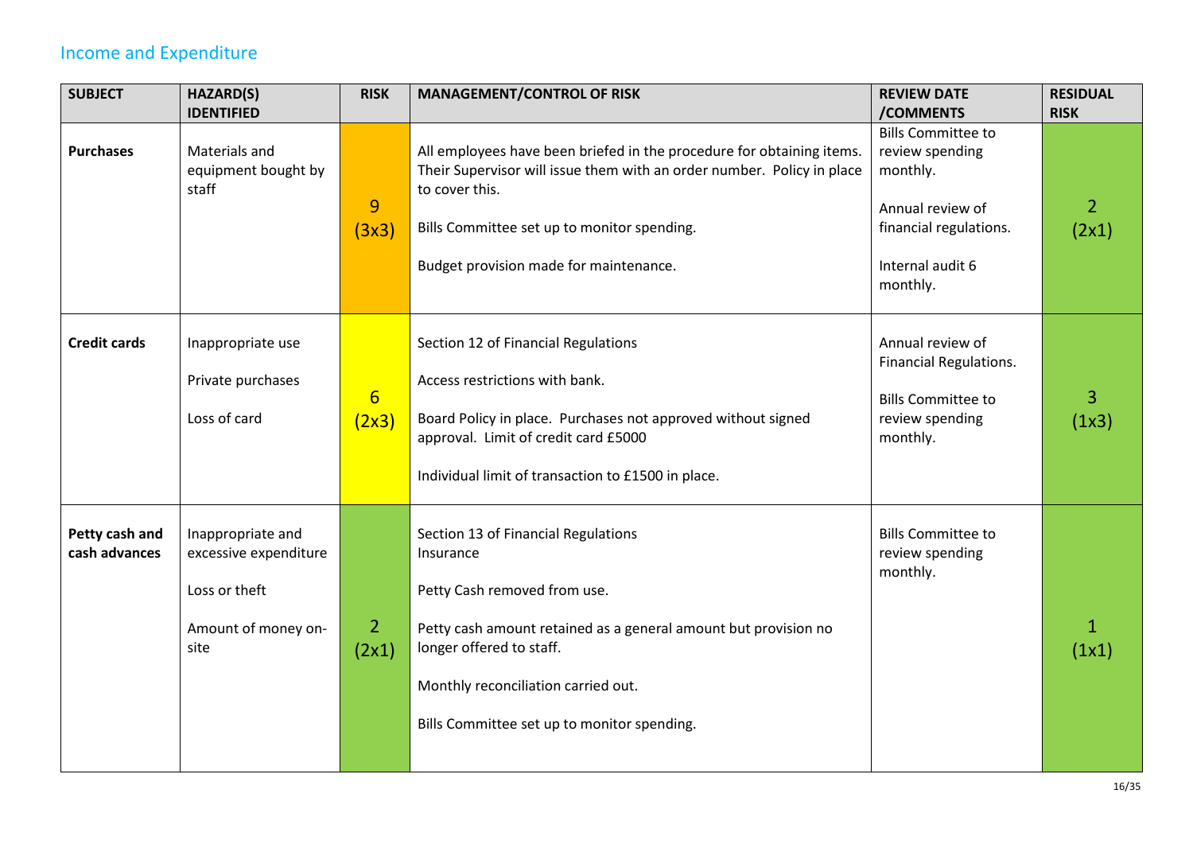## Income and Expenditure

| SUBJECT | HAZARD(S) IDENTIFIED | RISK | MANAGEMENT/CONTROL OF RISK | REVIEW DATE /COMMENTS | RESIDUAL RISK |
|---|---|---|---|---|---|
| **Purchases** | Materials and equipment bought by staff | 9 (3x3) | All employees have been briefed in the procedure for obtaining items. Their Supervisor will issue them with an order number. Policy in place to cover this.<br><br>Bills Committee set up to monitor spending.<br><br>Budget provision made for maintenance. | Bills Committee to review spending monthly.<br><br>Annual review of financial regulations.<br><br>Internal audit 6 monthly. | 2 (2x1) |
| **Credit cards** | Inappropriate use<br><br>Private purchases<br><br>Loss of card | 6 (2x3) | Section 12 of Financial Regulations<br><br>Access restrictions with bank.<br><br>Board Policy in place. Purchases not approved without signed approval. Limit of credit card £5000<br><br>Individual limit of transaction to £1500 in place. | Annual review of Financial Regulations.<br><br>Bills Committee to review spending monthly. | 3 (1x3) |
| **Petty cash and cash advances** | Inappropriate and excessive expenditure<br><br>Loss or theft<br><br>Amount of money on-site | 2 (2x1) | Section 13 of Financial Regulations<br>Insurance<br><br>Petty Cash removed from use.<br><br>Petty cash amount retained as a general amount but provision no longer offered to staff.<br><br>Monthly reconciliation carried out.<br><br>Bills Committee set up to monitor spending. | Bills Committee to review spending monthly. | 1 (1x1) |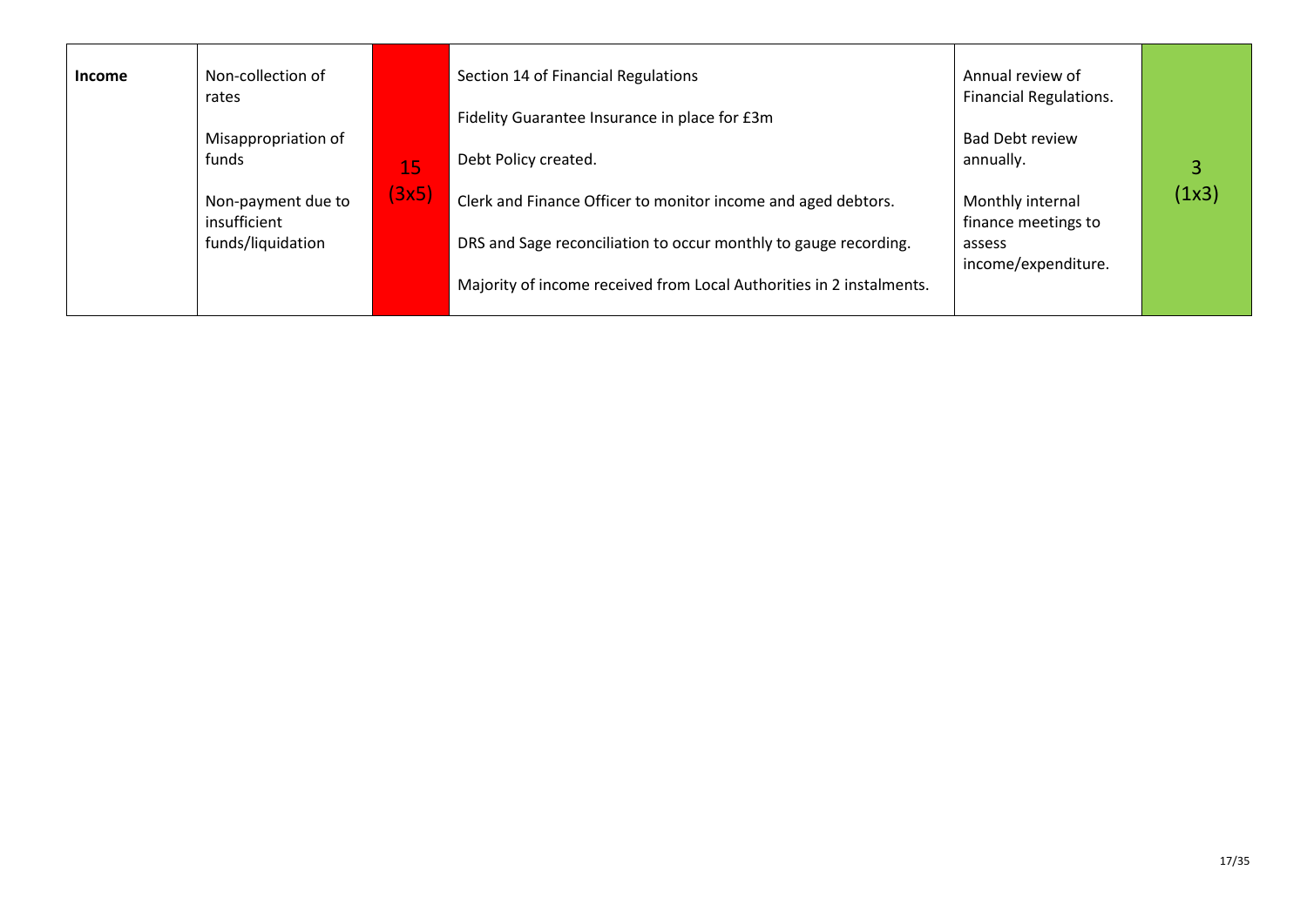| Income | Non-collection of rates<br><br>Misappropriation of funds<br><br>Non-payment due to insufficient funds/liquidation | 15<br>(3x5) | Section 14 of Financial Regulations<br><br>Fidelity Guarantee Insurance in place for £3m<br><br>Debt Policy created.<br><br>Clerk and Finance Officer to monitor income and aged debtors.<br><br>DRS and Sage reconciliation to occur monthly to gauge recording.<br><br>Majority of income received from Local Authorities in 2 instalments. | Annual review of Financial Regulations.<br><br>Bad Debt review annually.<br><br>Monthly internal finance meetings to assess income/expenditure. | 3<br>(1x3) |
|---|---|---|---|---|---|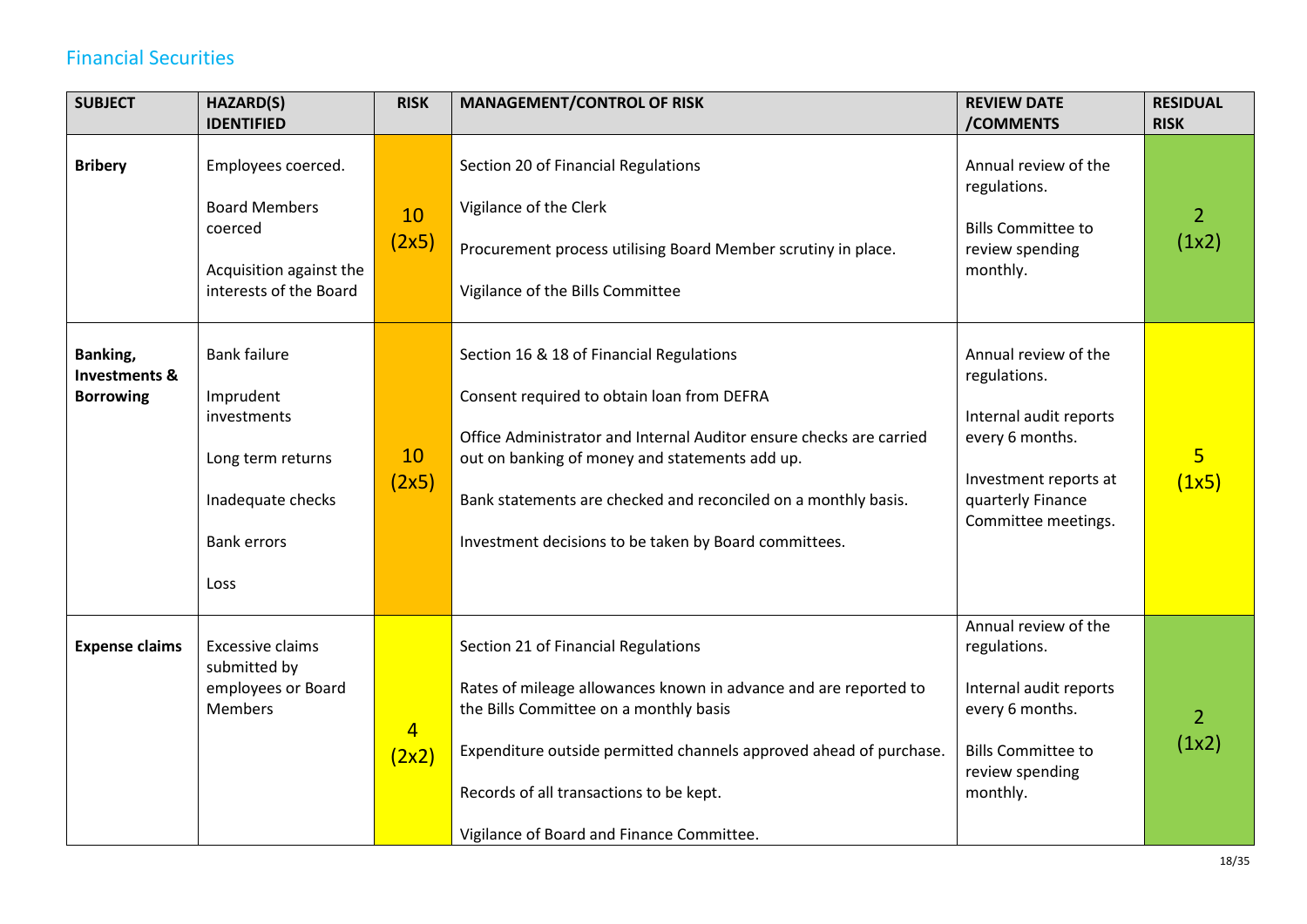## Financial Securities

| SUBJECT | HAZARD(S) IDENTIFIED | RISK | MANAGEMENT/CONTROL OF RISK | REVIEW DATE /COMMENTS | RESIDUAL RISK |
|---|---|---|---|---|---|
| **Bribery** | Employees coerced.<br><br>Board Members coerced<br><br>Acquisition against the interests of the Board | 10 (2x5) | Section 20 of Financial Regulations<br><br>Vigilance of the Clerk<br><br>Procurement process utilising Board Member scrutiny in place.<br><br>Vigilance of the Bills Committee | Annual review of the regulations.<br><br>Bills Committee to review spending monthly. | 2 (1x2) |
| **Banking, Investments & Borrowing** | Bank failure<br><br>Imprudent investments<br><br>Long term returns<br><br>Inadequate checks<br><br>Bank errors<br><br>Loss | 10 (2x5) | Section 16 & 18 of Financial Regulations<br><br>Consent required to obtain loan from DEFRA<br><br>Office Administrator and Internal Auditor ensure checks are carried out on banking of money and statements add up.<br><br>Bank statements are checked and reconciled on a monthly basis.<br><br>Investment decisions to be taken by Board committees. | Annual review of the regulations.<br><br>Internal audit reports every 6 months.<br><br>Investment reports at quarterly Finance Committee meetings. | 5 (1x5) |
| **Expense claims** | Excessive claims submitted by employees or Board Members | 4 (2x2) | Section 21 of Financial Regulations<br><br>Rates of mileage allowances known in advance and are reported to the Bills Committee on a monthly basis<br><br>Expenditure outside permitted channels approved ahead of purchase.<br><br>Records of all transactions to be kept.<br><br>Vigilance of Board and Finance Committee. | Annual review of the regulations.<br><br>Internal audit reports every 6 months.<br><br>Bills Committee to review spending monthly. | 2 (1x2) |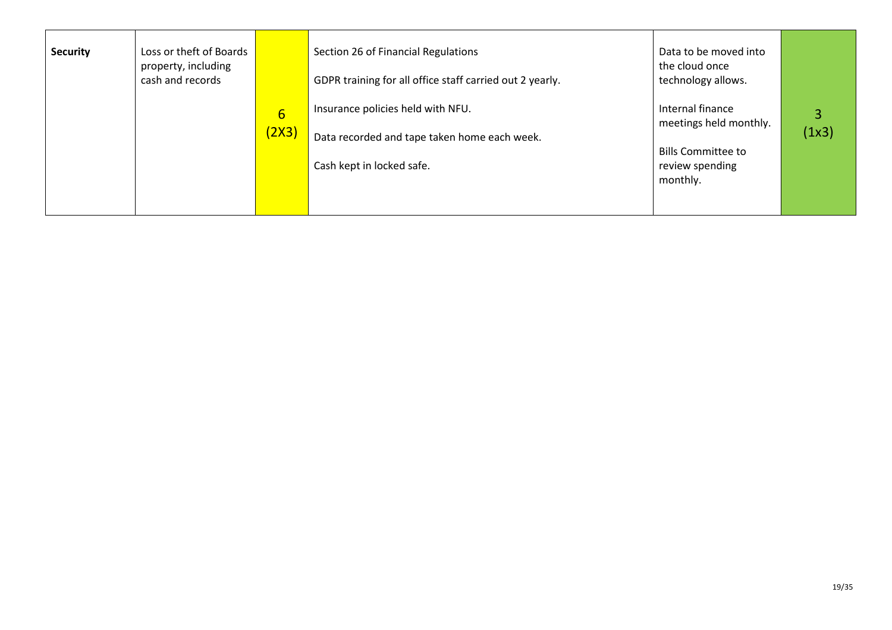| **Security** | Loss or theft of Boards property, including cash and records | 6 (2X3) | Section 26 of Financial Regulations<br><br>GDPR training for all office staff carried out 2 yearly.<br><br>Insurance policies held with NFU.<br><br>Data recorded and tape taken home each week.<br><br>Cash kept in locked safe. | Data to be moved into the cloud once technology allows.<br><br>Internal finance meetings held monthly.<br><br>Bills Committee to review spending monthly. | 3 (1x3) |
|---|---|---|---|---|---|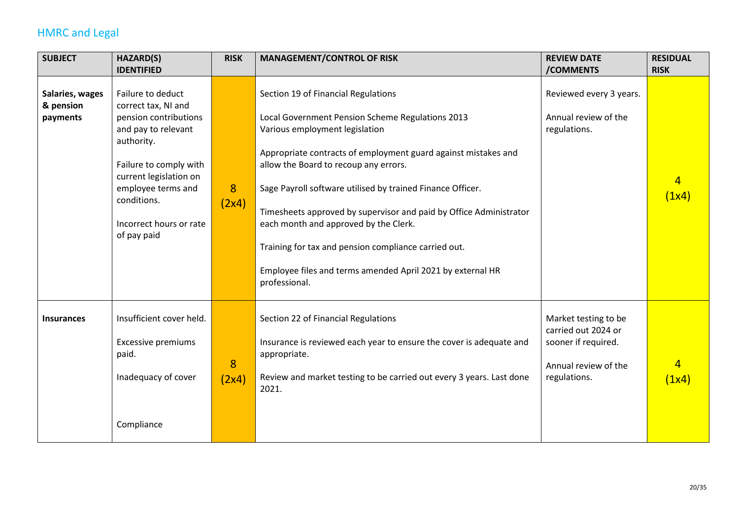## HMRC and Legal

| SUBJECT | HAZARD(S) IDENTIFIED | RISK | MANAGEMENT/CONTROL OF RISK | REVIEW DATE /COMMENTS | RESIDUAL RISK |
|---|---|---|---|---|---|
| **Salaries, wages & pension payments** | Failure to deduct correct tax, NI and pension contributions and pay to relevant authority.<br><br>Failure to comply with current legislation on employee terms and conditions.<br><br>Incorrect hours or rate of pay paid | 8 (2x4) | Section 19 of Financial Regulations<br><br>Local Government Pension Scheme Regulations 2013<br>Various employment legislation<br><br>Appropriate contracts of employment guard against mistakes and allow the Board to recoup any errors.<br><br>Sage Payroll software utilised by trained Finance Officer.<br><br>Timesheets approved by supervisor and paid by Office Administrator each month and approved by the Clerk.<br><br>Training for tax and pension compliance carried out.<br><br>Employee files and terms amended April 2021 by external HR professional. | Reviewed every 3 years.<br><br>Annual review of the regulations. | 4 (1x4) |
| **Insurances** | Insufficient cover held.<br><br>Excessive premiums paid.<br><br>Inadequacy of cover<br><br>Compliance | 8 (2x4) | Section 22 of Financial Regulations<br><br>Insurance is reviewed each year to ensure the cover is adequate and appropriate.<br><br>Review and market testing to be carried out every 3 years. Last done 2021. | Market testing to be carried out 2024 or sooner if required.<br><br>Annual review of the regulations. | 4 (1x4) |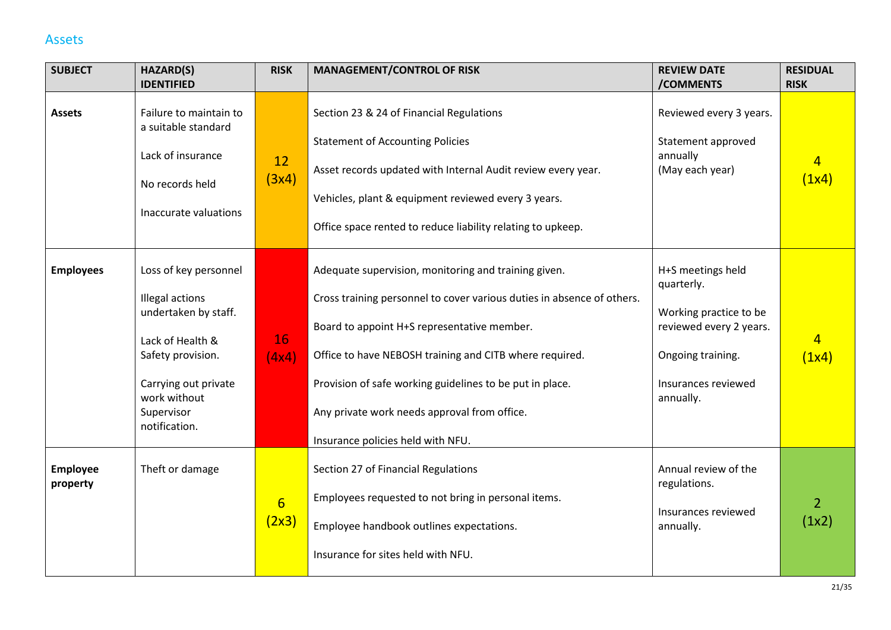## Assets

| SUBJECT | HAZARD(S) IDENTIFIED | RISK | MANAGEMENT/CONTROL OF RISK | REVIEW DATE /COMMENTS | RESIDUAL RISK |
|---|---|---|---|---|---|
| **Assets** | Failure to maintain to a suitable standard<br><br>Lack of insurance<br><br>No records held<br><br>Inaccurate valuations | 12 (3x4) | Section 23 & 24 of Financial Regulations<br><br>Statement of Accounting Policies<br><br>Asset records updated with Internal Audit review every year.<br><br>Vehicles, plant & equipment reviewed every 3 years.<br><br>Office space rented to reduce liability relating to upkeep. | Reviewed every 3 years.<br><br>Statement approved annually (May each year) | 4 (1x4) |
| **Employees** | Loss of key personnel<br><br>Illegal actions undertaken by staff.<br><br>Lack of Health & Safety provision.<br><br>Carrying out private work without Supervisor notification. | 16 (4x4) | Adequate supervision, monitoring and training given.<br><br>Cross training personnel to cover various duties in absence of others.<br><br>Board to appoint H+S representative member.<br><br>Office to have NEBOSH training and CITB where required.<br><br>Provision of safe working guidelines to be put in place.<br><br>Any private work needs approval from office.<br><br>Insurance policies held with NFU. | H+S meetings held quarterly.<br><br>Working practice to be reviewed every 2 years.<br><br>Ongoing training.<br><br>Insurances reviewed annually. | 4 (1x4) |
| **Employee property** | Theft or damage | 6 (2x3) | Section 27 of Financial Regulations<br><br>Employees requested to not bring in personal items.<br><br>Employee handbook outlines expectations.<br><br>Insurance for sites held with NFU. | Annual review of the regulations.<br><br>Insurances reviewed annually. | 2 (1x2) |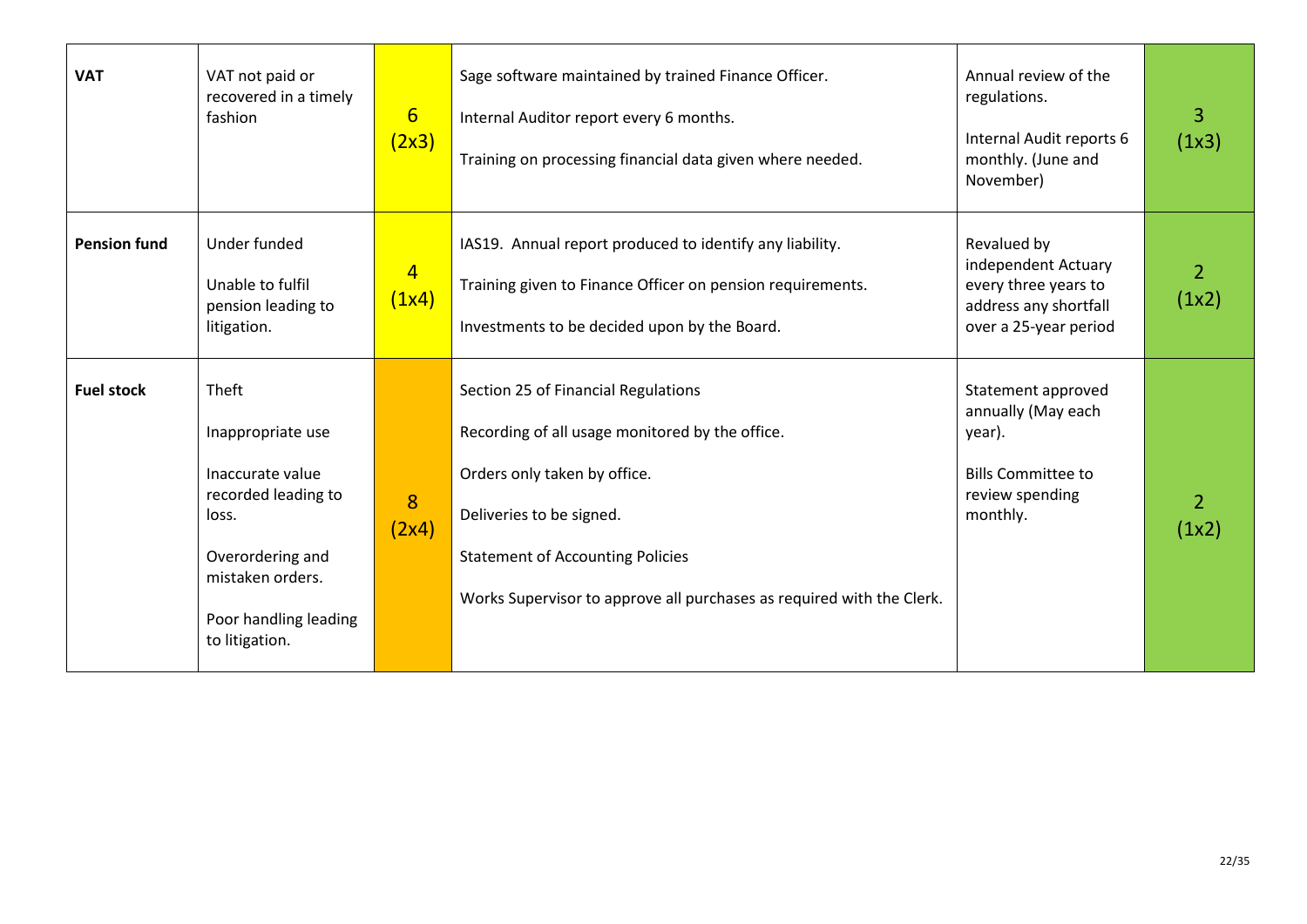| **VAT** | VAT not paid or recovered in a timely fashion | 6 (2x3) | Sage software maintained by trained Finance Officer.<br><br>Internal Auditor report every 6 months.<br><br>Training on processing financial data given where needed. | Annual review of the regulations.<br><br>Internal Audit reports 6 monthly. (June and November) | 3 (1x3) |
|---|---|---|---|---|---|
| **Pension fund** | Under funded<br><br>Unable to fulfil pension leading to litigation. | 4 (1x4) | IAS19. Annual report produced to identify any liability.<br><br>Training given to Finance Officer on pension requirements.<br><br>Investments to be decided upon by the Board. | Revalued by independent Actuary every three years to address any shortfall over a 25-year period | 2 (1x2) |
| **Fuel stock** | Theft<br><br>Inappropriate use<br><br>Inaccurate value recorded leading to loss.<br><br>Overordering and mistaken orders.<br><br>Poor handling leading to litigation. | 8 (2x4) | Section 25 of Financial Regulations<br><br>Recording of all usage monitored by the office.<br><br>Orders only taken by office.<br><br>Deliveries to be signed.<br><br>Statement of Accounting Policies<br><br>Works Supervisor to approve all purchases as required with the Clerk. | Statement approved annually (May each year).<br><br>Bills Committee to review spending monthly. | 2 (1x2) |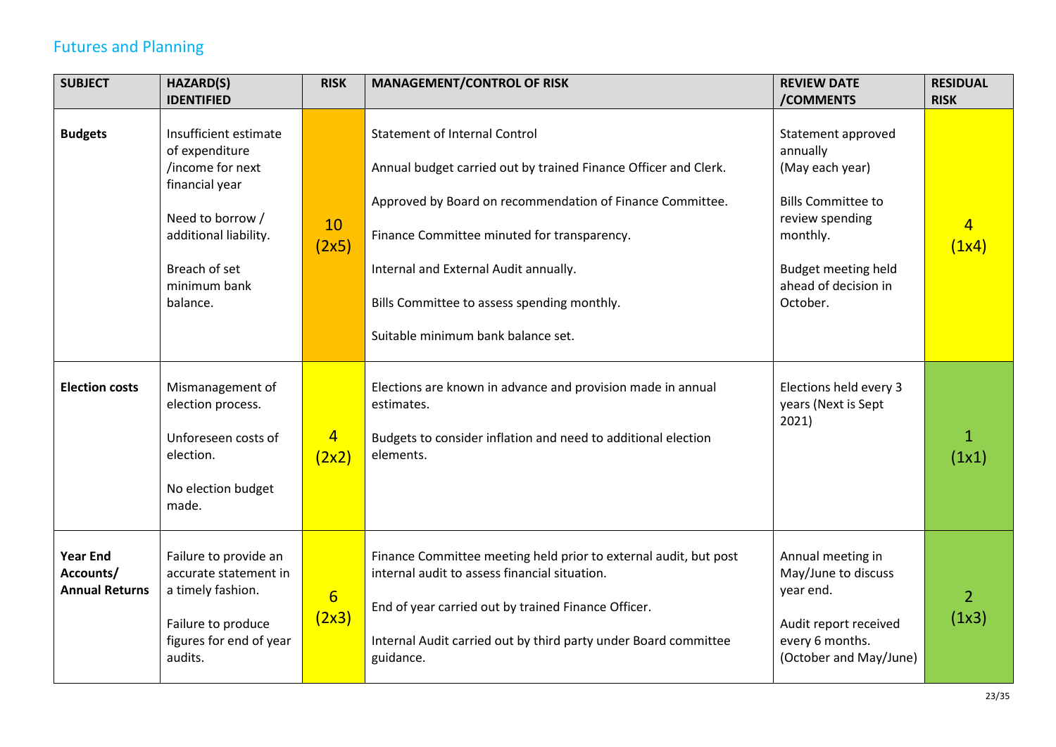## Futures and Planning

| SUBJECT | HAZARD(S) IDENTIFIED | RISK | MANAGEMENT/CONTROL OF RISK | REVIEW DATE /COMMENTS | RESIDUAL RISK |
|---|---|---|---|---|---|
| **Budgets** | Insufficient estimate of expenditure /income for next financial year<br><br>Need to borrow / additional liability.<br><br>Breach of set minimum bank balance. | 10 (2x5) | Statement of Internal Control<br><br>Annual budget carried out by trained Finance Officer and Clerk.<br><br>Approved by Board on recommendation of Finance Committee.<br><br>Finance Committee minuted for transparency.<br><br>Internal and External Audit annually.<br><br>Bills Committee to assess spending monthly.<br><br>Suitable minimum bank balance set. | Statement approved annually (May each year)<br><br>Bills Committee to review spending monthly.<br><br>Budget meeting held ahead of decision in October. | 4 (1x4) |
| **Election costs** | Mismanagement of election process.<br><br>Unforeseen costs of election.<br><br>No election budget made. | 4 (2x2) | Elections are known in advance and provision made in annual estimates.<br><br>Budgets to consider inflation and need to additional election elements. | Elections held every 3 years (Next is Sept 2021) | 1 (1x1) |
| **Year End Accounts/ Annual Returns** | Failure to provide an accurate statement in a timely fashion.<br><br>Failure to produce figures for end of year audits. | 6 (2x3) | Finance Committee meeting held prior to external audit, but post internal audit to assess financial situation.<br><br>End of year carried out by trained Finance Officer.<br><br>Internal Audit carried out by third party under Board committee guidance. | Annual meeting in May/June to discuss year end.<br><br>Audit report received every 6 months. (October and May/June) | 2 (1x3) |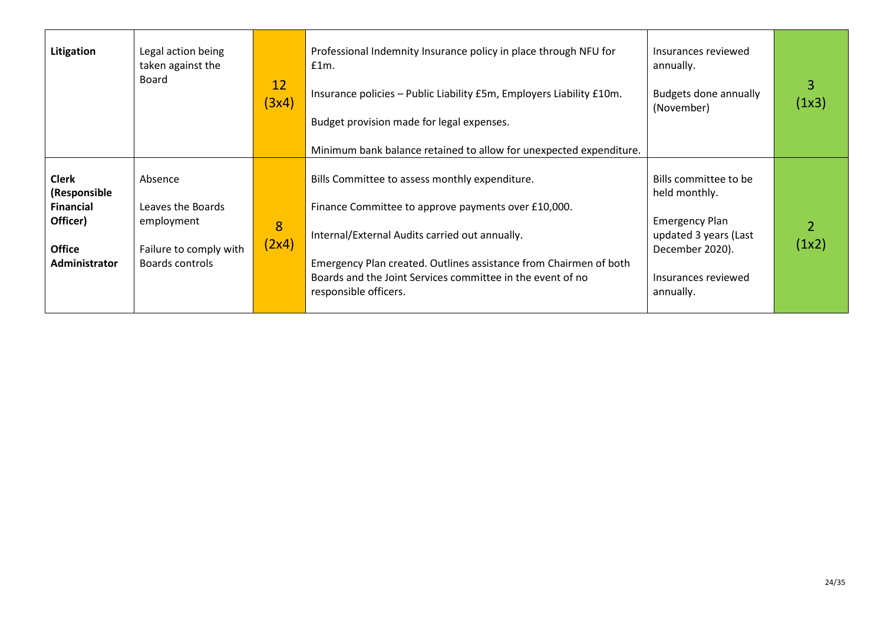| **Litigation** | Legal action being taken against the Board | 12 (3x4) | Professional Indemnity Insurance policy in place through NFU for £1m.<br><br>Insurance policies – Public Liability £5m, Employers Liability £10m.<br><br>Budget provision made for legal expenses.<br><br>Minimum bank balance retained to allow for unexpected expenditure. | Insurances reviewed annually.<br><br>Budgets done annually (November) | 3 (1x3) |
|---|---|---|---|---|---|
| **Clerk (Responsible Financial Officer)**<br><br>**Office Administrator** | Absence<br><br>Leaves the Boards employment<br><br>Failure to comply with Boards controls | 8 (2x4) | Bills Committee to assess monthly expenditure.<br><br>Finance Committee to approve payments over £10,000.<br><br>Internal/External Audits carried out annually.<br><br>Emergency Plan created. Outlines assistance from Chairmen of both Boards and the Joint Services committee in the event of no responsible officers. | Bills committee to be held monthly.<br><br>Emergency Plan updated 3 years (Last December 2020).<br><br>Insurances reviewed annually. | 2 (1x2) |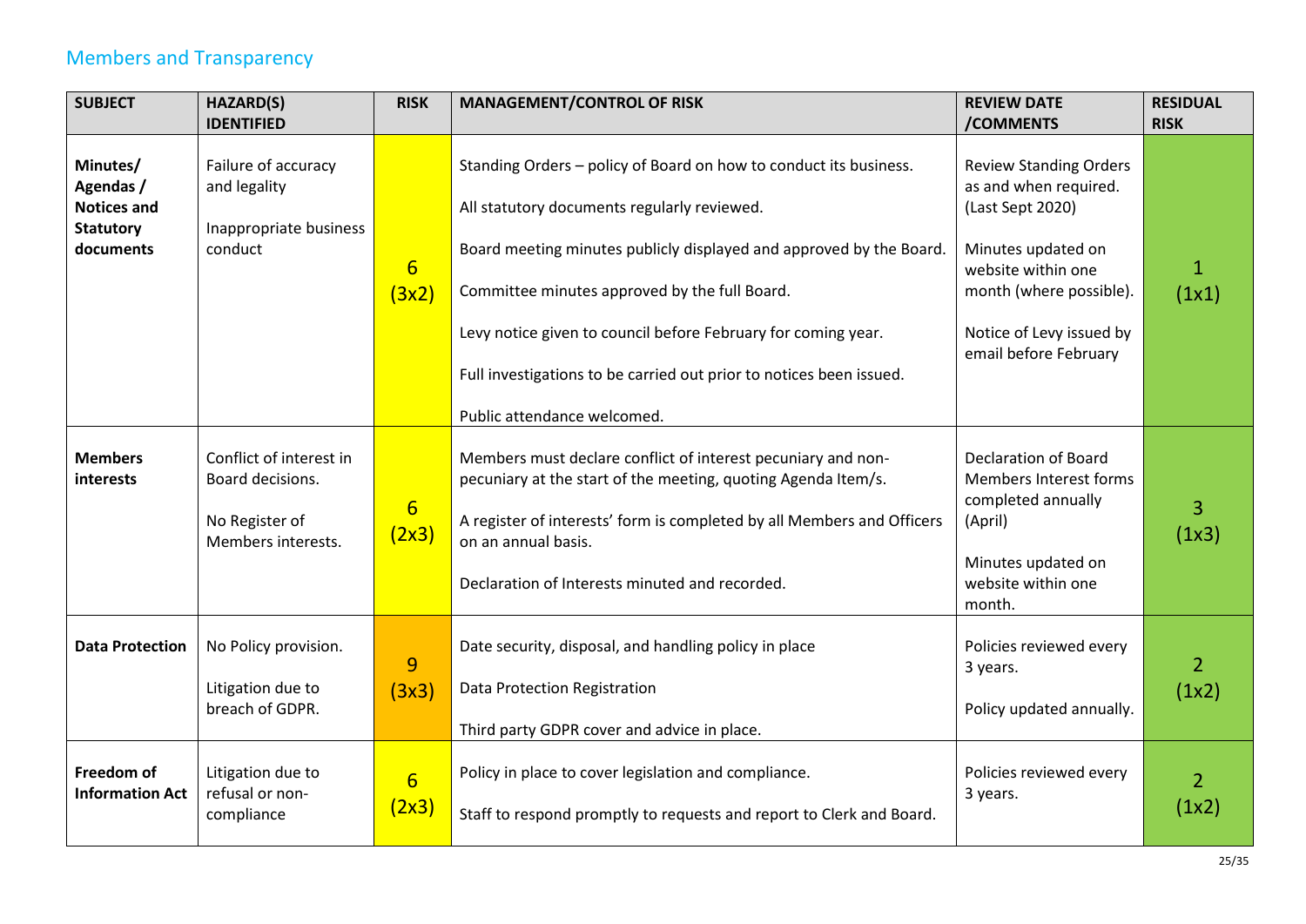## Members and Transparency

| SUBJECT | HAZARD(S) IDENTIFIED | RISK | MANAGEMENT/CONTROL OF RISK | REVIEW DATE /COMMENTS | RESIDUAL RISK |
|---|---|---|---|---|---|
| **Minutes/ Agendas / Notices and Statutory documents** | Failure of accuracy and legality<br><br>Inappropriate business conduct | 6 (3x2) | Standing Orders – policy of Board on how to conduct its business.<br><br>All statutory documents regularly reviewed.<br><br>Board meeting minutes publicly displayed and approved by the Board.<br><br>Committee minutes approved by the full Board.<br><br>Levy notice given to council before February for coming year.<br><br>Full investigations to be carried out prior to notices been issued.<br><br>Public attendance welcomed. | Review Standing Orders as and when required. (Last Sept 2020)<br><br>Minutes updated on website within one month (where possible).<br><br>Notice of Levy issued by email before February | 1 (1x1) |
| **Members interests** | Conflict of interest in Board decisions.<br><br>No Register of Members interests. | 6 (2x3) | Members must declare conflict of interest pecuniary and non-pecuniary at the start of the meeting, quoting Agenda Item/s.<br><br>A register of interests' form is completed by all Members and Officers on an annual basis.<br><br>Declaration of Interests minuted and recorded. | Declaration of Board Members Interest forms completed annually (April)<br><br>Minutes updated on website within one month. | 3 (1x3) |
| **Data Protection** | No Policy provision.<br><br>Litigation due to breach of GDPR. | 9 (3x3) | Date security, disposal, and handling policy in place<br><br>Data Protection Registration<br><br>Third party GDPR cover and advice in place. | Policies reviewed every 3 years.<br><br>Policy updated annually. | 2 (1x2) |
| **Freedom of Information Act** | Litigation due to refusal or non-compliance | 6 (2x3) | Policy in place to cover legislation and compliance.<br><br>Staff to respond promptly to requests and report to Clerk and Board. | Policies reviewed every 3 years. | 2 (1x2) |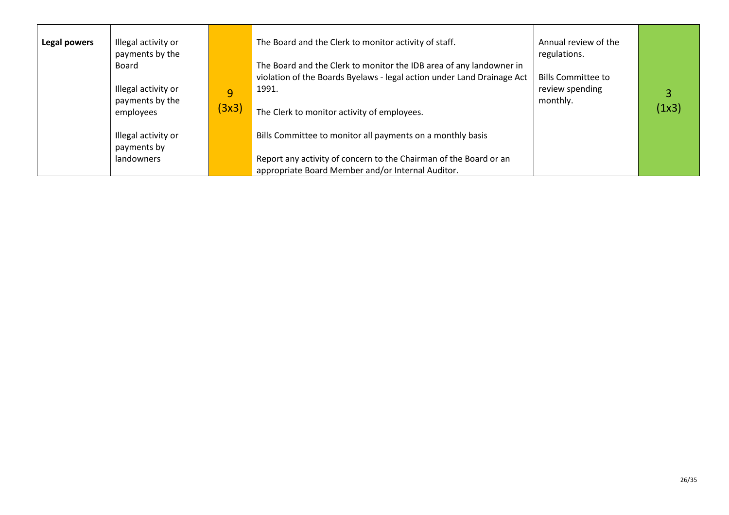| | | | | | |
|---|---|---|---|---|---|
| **Legal powers** | Illegal activity or payments by the Board<br><br>Illegal activity or payments by the employees<br><br>Illegal activity or payments by landowners | 9 (3x3) | The Board and the Clerk to monitor activity of staff.<br><br>The Board and the Clerk to monitor the IDB area of any landowner in violation of the Boards Byelaws - legal action under Land Drainage Act 1991.<br><br>The Clerk to monitor activity of employees.<br><br>Bills Committee to monitor all payments on a monthly basis<br><br>Report any activity of concern to the Chairman of the Board or an appropriate Board Member and/or Internal Auditor. | Annual review of the regulations.<br><br>Bills Committee to review spending monthly. | 3 (1x3) |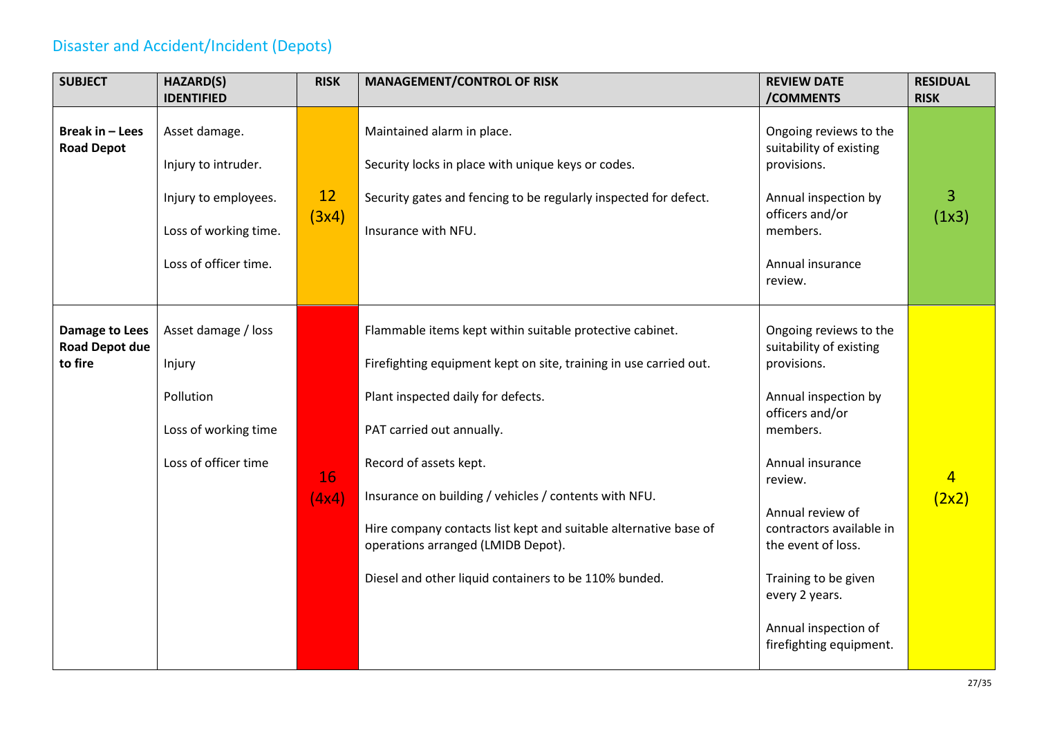## Disaster and Accident/Incident (Depots)

| SUBJECT | HAZARD(S) IDENTIFIED | RISK | MANAGEMENT/CONTROL OF RISK | REVIEW DATE /COMMENTS | RESIDUAL RISK |
|---|---|---|---|---|---|
| **Break in – Lees Road Depot** | Asset damage.<br><br>Injury to intruder.<br><br>Injury to employees.<br><br>Loss of working time.<br><br>Loss of officer time. | 12 (3x4) | Maintained alarm in place.<br><br>Security locks in place with unique keys or codes.<br><br>Security gates and fencing to be regularly inspected for defect.<br><br>Insurance with NFU. | Ongoing reviews to the suitability of existing provisions.<br><br>Annual inspection by officers and/or members.<br><br>Annual insurance review. | 3 (1x3) |
| **Damage to Lees Road Depot due to fire** | Asset damage / loss<br><br>Injury<br><br>Pollution<br><br>Loss of working time<br><br>Loss of officer time | 16 (4x4) | Flammable items kept within suitable protective cabinet.<br><br>Firefighting equipment kept on site, training in use carried out.<br><br>Plant inspected daily for defects.<br><br>PAT carried out annually.<br><br>Record of assets kept.<br><br>Insurance on building / vehicles / contents with NFU.<br><br>Hire company contacts list kept and suitable alternative base of operations arranged (LMIDB Depot).<br><br>Diesel and other liquid containers to be 110% bunded. | Ongoing reviews to the suitability of existing provisions.<br><br>Annual inspection by officers and/or members.<br><br>Annual insurance review.<br><br>Annual review of contractors available in the event of loss.<br><br>Training to be given every 2 years.<br><br>Annual inspection of firefighting equipment. | 4 (2x2) |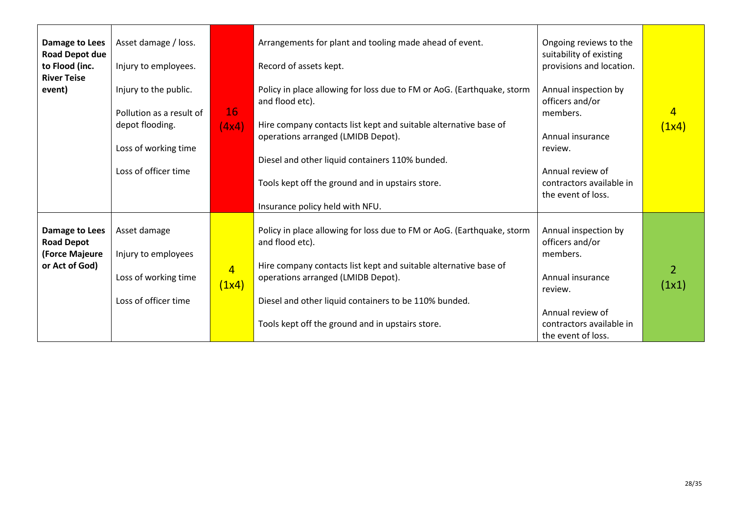| | | | | | |
|---|---|---|---|---|---|
| **Damage to Lees Road Depot due to Flood (inc. River Teise event)** | Asset damage / loss.<br><br>Injury to employees.<br><br>Injury to the public.<br><br>Pollution as a result of depot flooding.<br><br>Loss of working time<br><br>Loss of officer time | 16 (4x4) | Arrangements for plant and tooling made ahead of event.<br><br>Record of assets kept.<br><br>Policy in place allowing for loss due to FM or AoG. (Earthquake, storm and flood etc).<br><br>Hire company contacts list kept and suitable alternative base of operations arranged (LMIDB Depot).<br><br>Diesel and other liquid containers 110% bunded.<br><br>Tools kept off the ground and in upstairs store.<br><br>Insurance policy held with NFU. | Ongoing reviews to the suitability of existing provisions and location.<br><br>Annual inspection by officers and/or members.<br><br>Annual insurance review.<br><br>Annual review of contractors available in the event of loss. | 4 (1x4) |
| **Damage to Lees Road Depot (Force Majeure or Act of God)** | Asset damage<br><br>Injury to employees<br><br>Loss of working time<br><br>Loss of officer time | 4 (1x4) | Policy in place allowing for loss due to FM or AoG. (Earthquake, storm and flood etc).<br><br>Hire company contacts list kept and suitable alternative base of operations arranged (LMIDB Depot).<br><br>Diesel and other liquid containers to be 110% bunded.<br><br>Tools kept off the ground and in upstairs store. | Annual inspection by officers and/or members.<br><br>Annual insurance review.<br><br>Annual review of contractors available in the event of loss. | 2 (1x1) |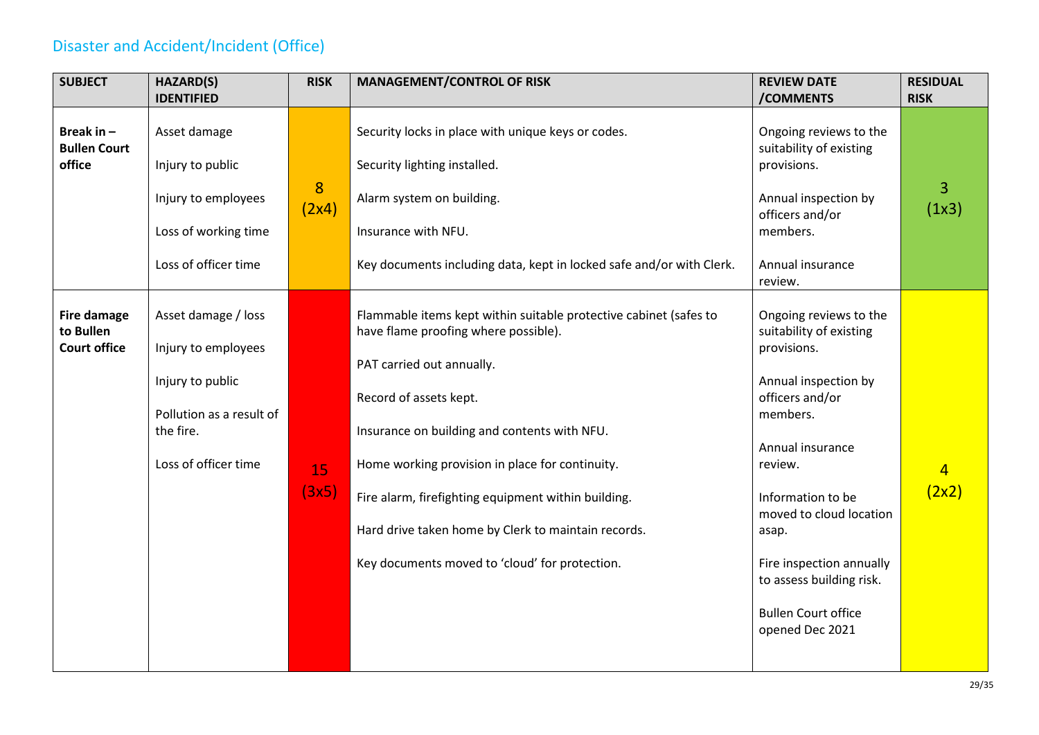## Disaster and Accident/Incident (Office)

| SUBJECT | HAZARD(S) IDENTIFIED | RISK | MANAGEMENT/CONTROL OF RISK | REVIEW DATE /COMMENTS | RESIDUAL RISK |
|---|---|---|---|---|---|
| **Break in – Bullen Court office** | Asset damage<br><br>Injury to public<br><br>Injury to employees<br><br>Loss of working time<br><br>Loss of officer time | 8 (2x4) | Security locks in place with unique keys or codes.<br><br>Security lighting installed.<br><br>Alarm system on building.<br><br>Insurance with NFU.<br><br>Key documents including data, kept in locked safe and/or with Clerk. | Ongoing reviews to the suitability of existing provisions.<br><br>Annual inspection by officers and/or members.<br><br>Annual insurance review. | 3 (1x3) |
| **Fire damage to Bullen Court office** | Asset damage / loss<br><br>Injury to employees<br><br>Injury to public<br><br>Pollution as a result of the fire.<br><br>Loss of officer time | 15 (3x5) | Flammable items kept within suitable protective cabinet (safes to have flame proofing where possible).<br><br>PAT carried out annually.<br><br>Record of assets kept.<br><br>Insurance on building and contents with NFU.<br><br>Home working provision in place for continuity.<br><br>Fire alarm, firefighting equipment within building.<br><br>Hard drive taken home by Clerk to maintain records.<br><br>Key documents moved to 'cloud' for protection. | Ongoing reviews to the suitability of existing provisions.<br><br>Annual inspection by officers and/or members.<br><br>Annual insurance review.<br><br>Information to be moved to cloud location asap.<br><br>Fire inspection annually to assess building risk.<br><br>Bullen Court office opened Dec 2021 | 4 (2x2) |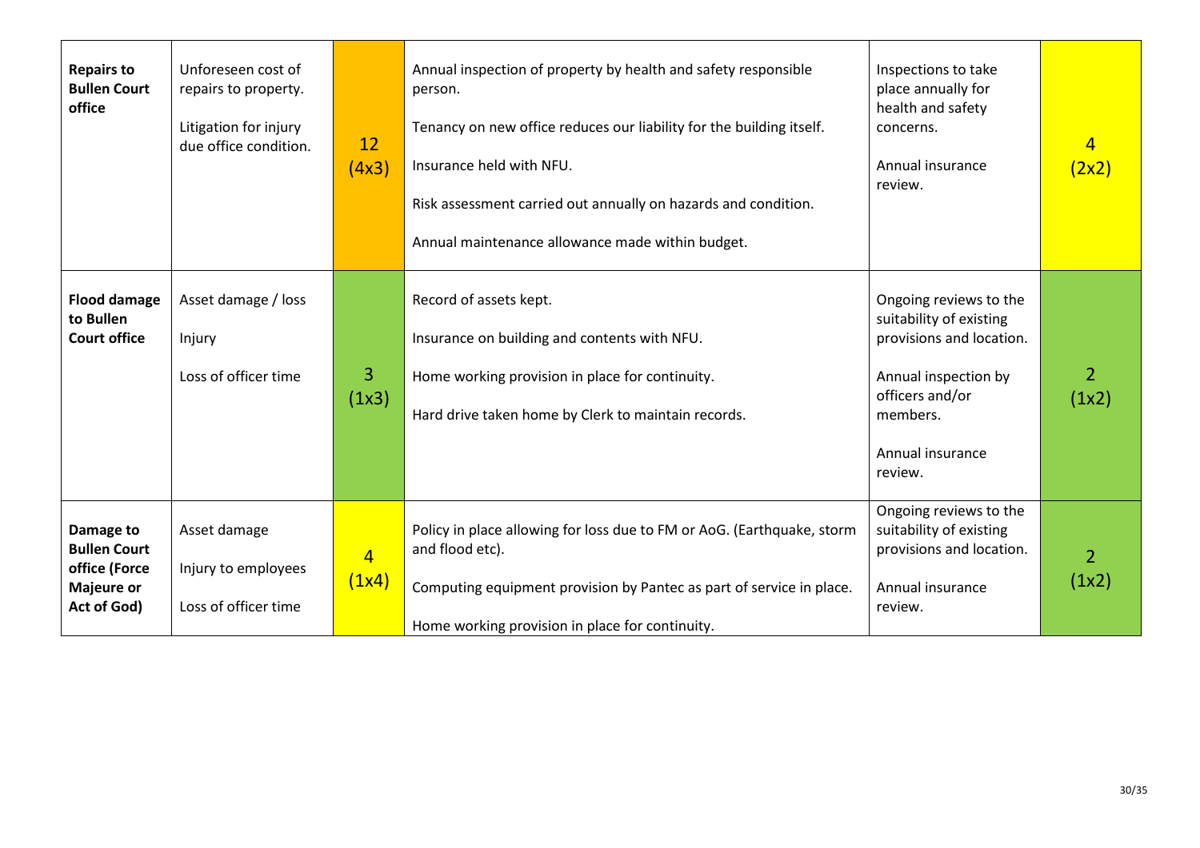| **Repairs to Bullen Court office** | Unforeseen cost of repairs to property.<br><br>Litigation for injury due office condition. | 12 (4x3) | Annual inspection of property by health and safety responsible person.<br><br>Tenancy on new office reduces our liability for the building itself.<br><br>Insurance held with NFU.<br><br>Risk assessment carried out annually on hazards and condition.<br><br>Annual maintenance allowance made within budget. | Inspections to take place annually for health and safety concerns.<br><br>Annual insurance review. | 4 (2x2) |
|---|---|---|---|---|---|
| **Flood damage to Bullen Court office** | Asset damage / loss<br><br>Injury<br><br>Loss of officer time | 3 (1x3) | Record of assets kept.<br><br>Insurance on building and contents with NFU.<br><br>Home working provision in place for continuity.<br><br>Hard drive taken home by Clerk to maintain records. | Ongoing reviews to the suitability of existing provisions and location.<br><br>Annual inspection by officers and/or members.<br><br>Annual insurance review. | 2 (1x2) |
| **Damage to Bullen Court office (Force Majeure or Act of God)** | Asset damage<br><br>Injury to employees<br><br>Loss of officer time | 4 (1x4) | Policy in place allowing for loss due to FM or AoG. (Earthquake, storm and flood etc).<br><br>Computing equipment provision by Pantec as part of service in place.<br><br>Home working provision in place for continuity. | Ongoing reviews to the suitability of existing provisions and location.<br><br>Annual insurance review. | 2 (1x2) |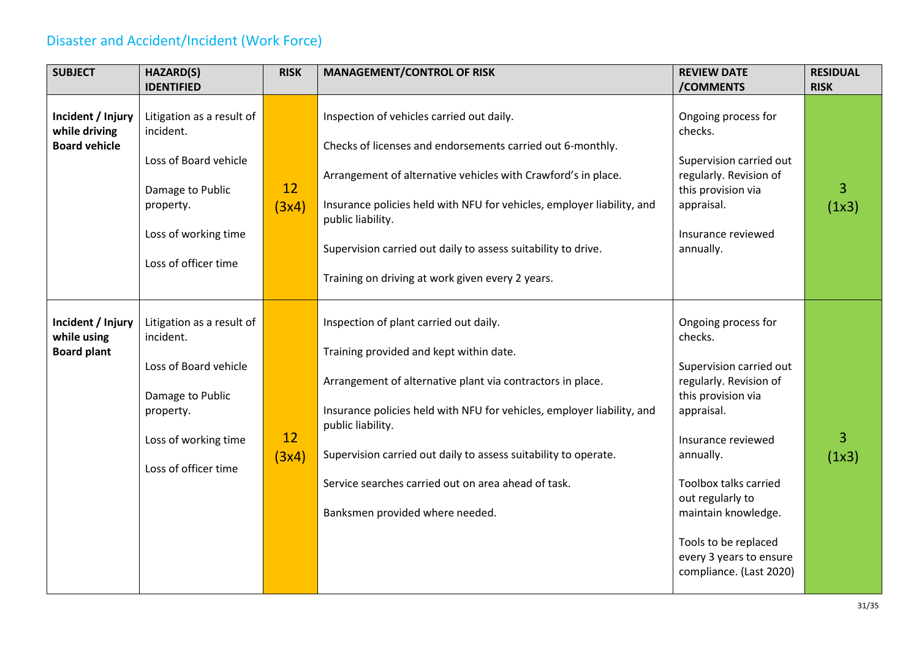## Disaster and Accident/Incident (Work Force)

| SUBJECT | HAZARD(S) IDENTIFIED | RISK | MANAGEMENT/CONTROL OF RISK | REVIEW DATE /COMMENTS | RESIDUAL RISK |
|---|---|---|---|---|---|
| **Incident / Injury while driving Board vehicle** | Litigation as a result of incident.<br><br>Loss of Board vehicle<br><br>Damage to Public property.<br><br>Loss of working time<br><br>Loss of officer time | 12 (3x4) | Inspection of vehicles carried out daily.<br><br>Checks of licenses and endorsements carried out 6-monthly.<br><br>Arrangement of alternative vehicles with Crawford's in place.<br><br>Insurance policies held with NFU for vehicles, employer liability, and public liability.<br><br>Supervision carried out daily to assess suitability to drive.<br><br>Training on driving at work given every 2 years. | Ongoing process for checks.<br><br>Supervision carried out regularly. Revision of this provision via appraisal.<br><br>Insurance reviewed annually. | 3 (1x3) |
| **Incident / Injury while using Board plant** | Litigation as a result of incident.<br><br>Loss of Board vehicle<br><br>Damage to Public property.<br><br>Loss of working time<br><br>Loss of officer time | 12 (3x4) | Inspection of plant carried out daily.<br><br>Training provided and kept within date.<br><br>Arrangement of alternative plant via contractors in place.<br><br>Insurance policies held with NFU for vehicles, employer liability, and public liability.<br><br>Supervision carried out daily to assess suitability to operate.<br><br>Service searches carried out on area ahead of task.<br><br>Banksmen provided where needed. | Ongoing process for checks.<br><br>Supervision carried out regularly. Revision of this provision via appraisal.<br><br>Insurance reviewed annually.<br><br>Toolbox talks carried out regularly to maintain knowledge.<br><br>Tools to be replaced every 3 years to ensure compliance. (Last 2020) | 3 (1x3) |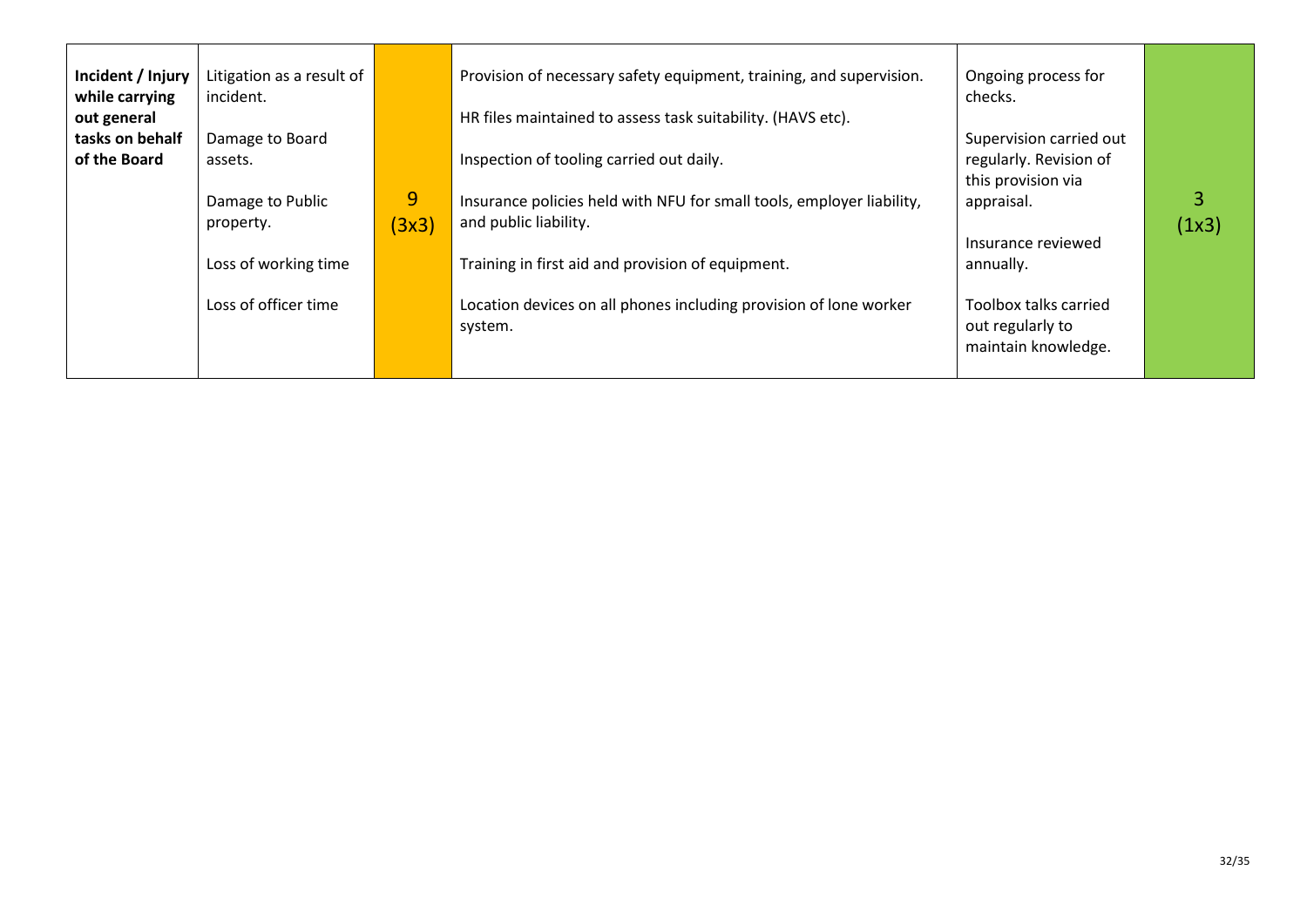| | | | | | |
|---|---|---|---|---|---|
| **Incident / Injury while carrying out general tasks on behalf of the Board** | Litigation as a result of incident.<br><br>Damage to Board assets.<br><br>Damage to Public property.<br><br>Loss of working time<br><br>Loss of officer time | 9 (3x3) | Provision of necessary safety equipment, training, and supervision.<br><br>HR files maintained to assess task suitability. (HAVS etc).<br><br>Inspection of tooling carried out daily.<br><br>Insurance policies held with NFU for small tools, employer liability, and public liability.<br><br>Training in first aid and provision of equipment.<br><br>Location devices on all phones including provision of lone worker system. | Ongoing process for checks.<br><br>Supervision carried out regularly. Revision of this provision via appraisal.<br><br>Insurance reviewed annually.<br><br>Toolbox talks carried out regularly to maintain knowledge. | 3 (1x3) |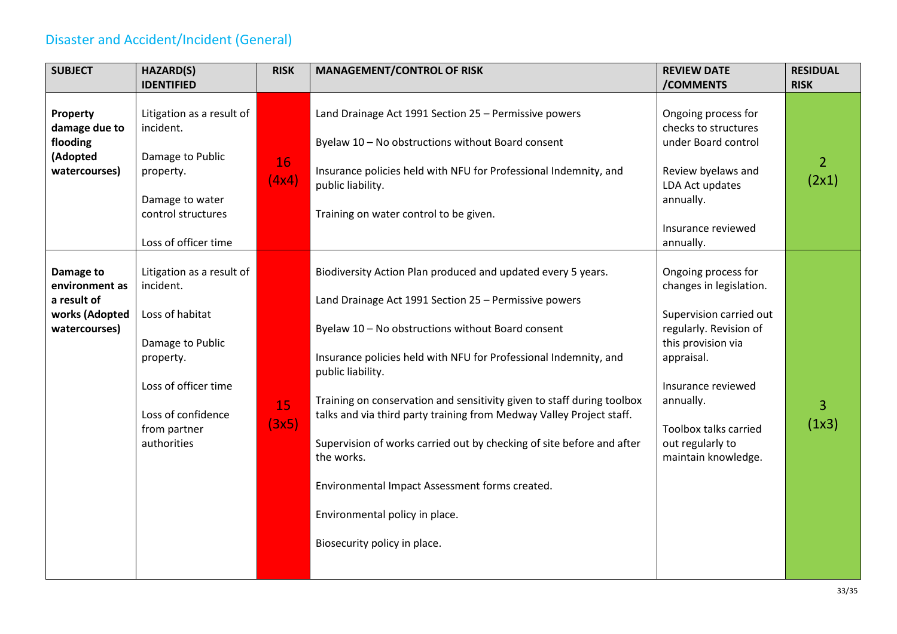## Disaster and Accident/Incident (General)

| SUBJECT | HAZARD(S) IDENTIFIED | RISK | MANAGEMENT/CONTROL OF RISK | REVIEW DATE /COMMENTS | RESIDUAL RISK |
|---|---|---|---|---|---|
| **Property damage due to flooding (Adopted watercourses)** | Litigation as a result of incident.<br><br>Damage to Public property.<br><br>Damage to water control structures<br><br>Loss of officer time | 16 (4x4) | Land Drainage Act 1991 Section 25 – Permissive powers<br><br>Byelaw 10 – No obstructions without Board consent<br><br>Insurance policies held with NFU for Professional Indemnity, and public liability.<br><br>Training on water control to be given. | Ongoing process for checks to structures under Board control<br><br>Review byelaws and LDA Act updates annually.<br><br>Insurance reviewed annually. | 2 (2x1) |
| **Damage to environment as a result of works (Adopted watercourses)** | Litigation as a result of incident.<br><br>Loss of habitat<br><br>Damage to Public property.<br><br>Loss of officer time<br><br>Loss of confidence from partner authorities | 15 (3x5) | Biodiversity Action Plan produced and updated every 5 years.<br><br>Land Drainage Act 1991 Section 25 – Permissive powers<br><br>Byelaw 10 – No obstructions without Board consent<br><br>Insurance policies held with NFU for Professional Indemnity, and public liability.<br><br>Training on conservation and sensitivity given to staff during toolbox talks and via third party training from Medway Valley Project staff.<br><br>Supervision of works carried out by checking of site before and after the works.<br><br>Environmental Impact Assessment forms created.<br><br>Environmental policy in place.<br><br>Biosecurity policy in place. | Ongoing process for changes in legislation.<br><br>Supervision carried out regularly. Revision of this provision via appraisal.<br><br>Insurance reviewed annually.<br><br>Toolbox talks carried out regularly to maintain knowledge. | 3 (1x3) |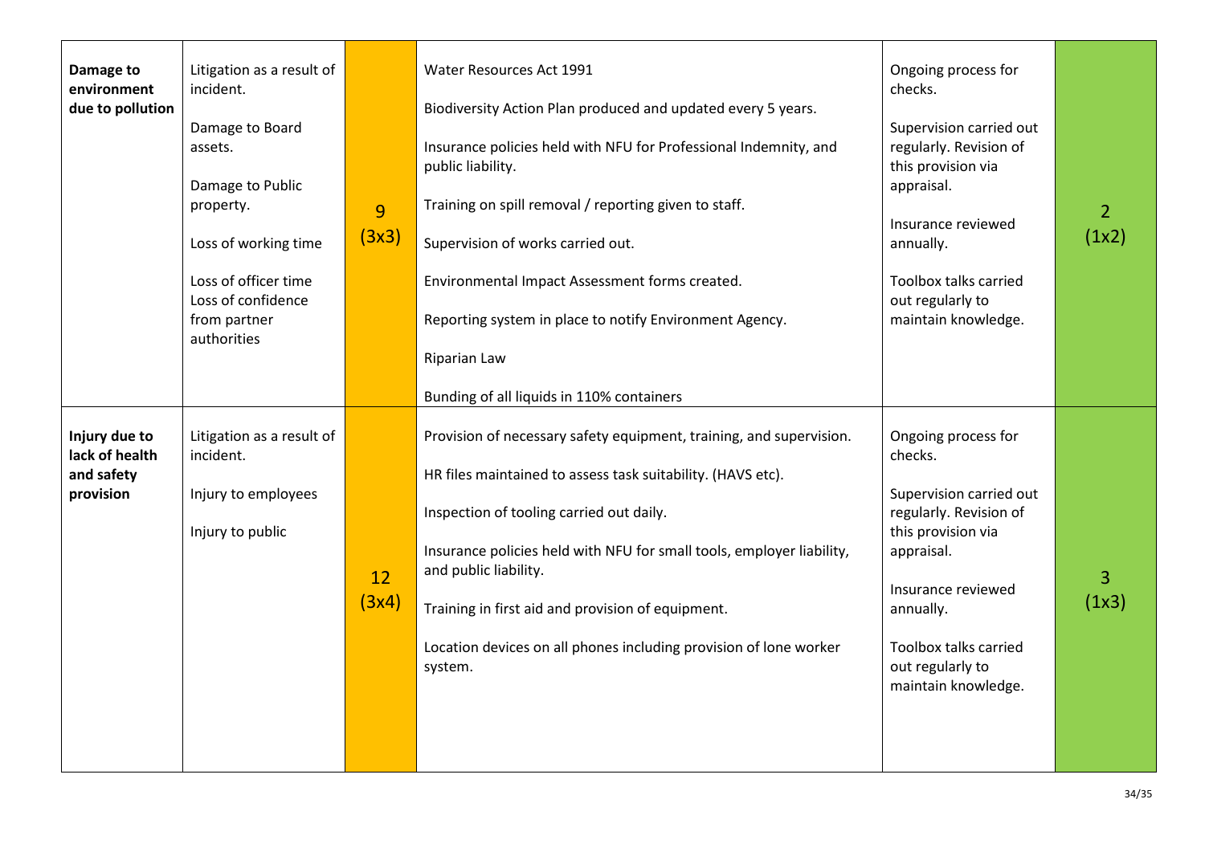| | | | | | |
|---|---|---|---|---|---|
| **Damage to environment due to pollution** | Litigation as a result of incident.<br><br>Damage to Board assets.<br><br>Damage to Public property.<br><br>Loss of working time<br><br>Loss of officer time<br>Loss of confidence from partner authorities | 9 (3x3) | Water Resources Act 1991<br><br>Biodiversity Action Plan produced and updated every 5 years.<br><br>Insurance policies held with NFU for Professional Indemnity, and public liability.<br><br>Training on spill removal / reporting given to staff.<br><br>Supervision of works carried out.<br><br>Environmental Impact Assessment forms created.<br><br>Reporting system in place to notify Environment Agency.<br><br>Riparian Law<br><br>Bunding of all liquids in 110% containers | Ongoing process for checks.<br><br>Supervision carried out regularly. Revision of this provision via appraisal.<br><br>Insurance reviewed annually.<br><br>Toolbox talks carried out regularly to maintain knowledge. | 2 (1x2) |
| **Injury due to lack of health and safety provision** | Litigation as a result of incident.<br><br>Injury to employees<br><br>Injury to public | 12 (3x4) | Provision of necessary safety equipment, training, and supervision.<br><br>HR files maintained to assess task suitability. (HAVS etc).<br><br>Inspection of tooling carried out daily.<br><br>Insurance policies held with NFU for small tools, employer liability, and public liability.<br><br>Training in first aid and provision of equipment.<br><br>Location devices on all phones including provision of lone worker system. | Ongoing process for checks.<br><br>Supervision carried out regularly. Revision of this provision via appraisal.<br><br>Insurance reviewed annually.<br><br>Toolbox talks carried out regularly to maintain knowledge. | 3 (1x3) |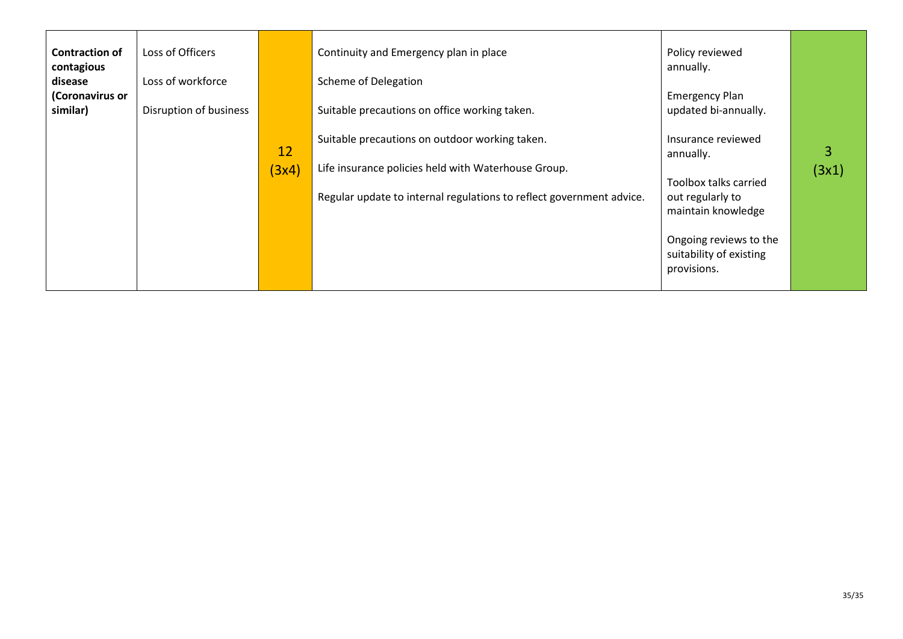| | | | | | |
|---|---|---|---|---|---|
| **Contraction of contagious disease (Coronavirus or similar)** | Loss of Officers<br><br>Loss of workforce<br><br>Disruption of business | 12 (3x4) | Continuity and Emergency plan in place<br><br>Scheme of Delegation<br><br>Suitable precautions on office working taken.<br><br>Suitable precautions on outdoor working taken.<br><br>Life insurance policies held with Waterhouse Group.<br><br>Regular update to internal regulations to reflect government advice. | Policy reviewed annually.<br><br>Emergency Plan updated bi-annually.<br><br>Insurance reviewed annually.<br><br>Toolbox talks carried out regularly to maintain knowledge<br><br>Ongoing reviews to the suitability of existing provisions. | 3 (3x1) |